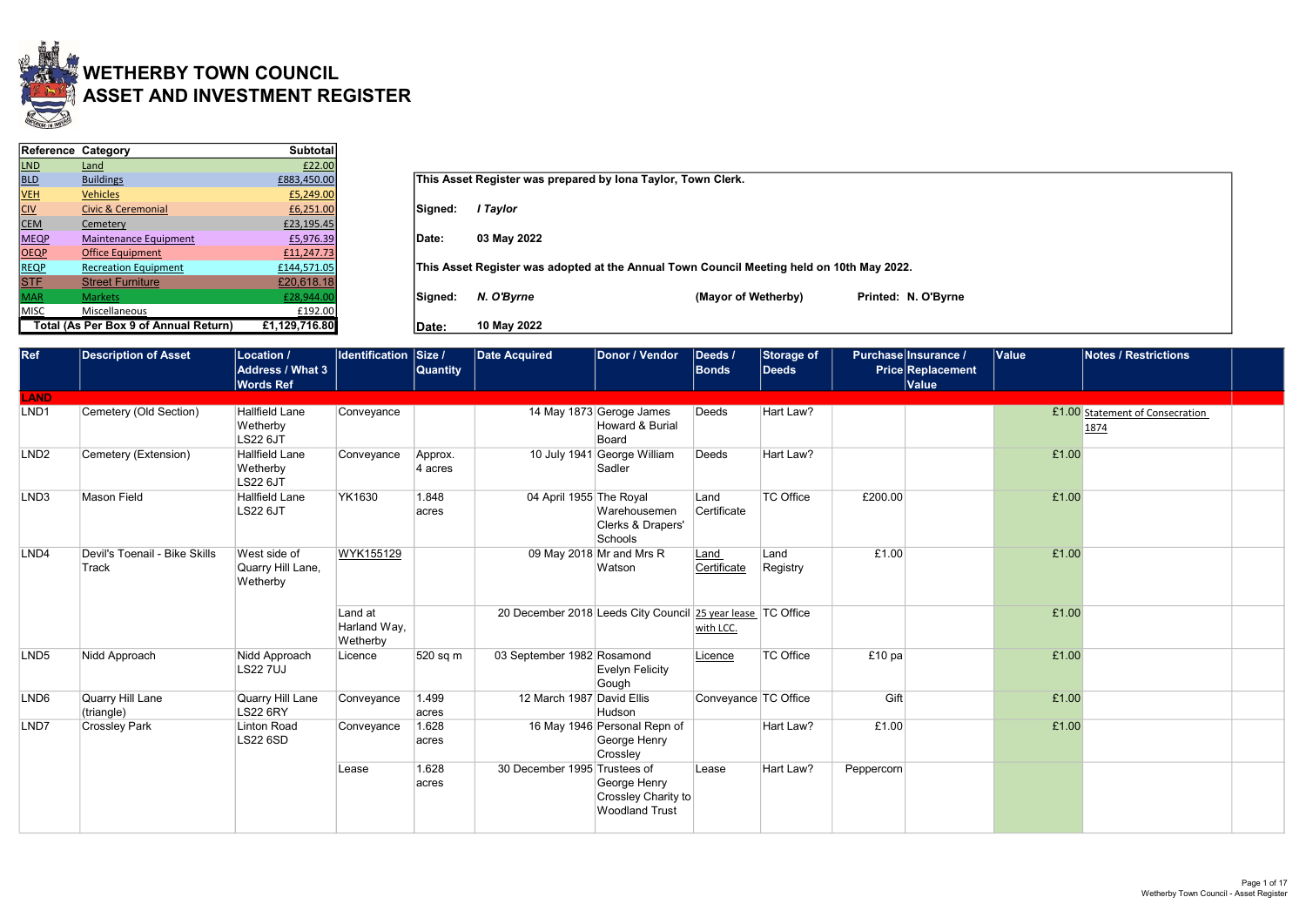# WETHERBY TOWN COUNCIL
# ASSET AND INVESTMENT REGISTER

| Reference | Category | Subtotal |
|---|---|---|
| LND | Land | £22.00 |
| BLD | Buildings | £883,450.00 |
| VEH | Vehicles | £5,249.00 |
| CIV | Civic & Ceremonial | £6,251.00 |
| CEM | Cemetery | £23,195.45 |
| MEQP | Maintenance Equipment | £5,976.39 |
| OEQP | Office Equipment | £11,247.73 |
| REQP | Recreation Equipment | £144,571.05 |
| STF | Street Furniture | £20,618.18 |
| MAR | Markets | £28,944.00 |
| MISC | Miscellaneous | £192.00 |
| **Total (As Per Box 9 of Annual Return)** | | **£1,129,716.80** |

**This Asset Register was prepared by Iona Taylor, Town Clerk.**

**Signed:** *I Taylor*

**Date:** 03 May 2022

**This Asset Register was adopted at the Annual Town Council Meeting held on 10th May 2022.**

**Signed:** *N. O'Byrne* **(Mayor of Wetherby)** **Printed: N. O'Byrne**

**Date:** 10 May 2022

| Ref | Description of Asset | Location / Address / What 3 Words Ref | Identification | Size / Quantity | Date Acquired | Donor / Vendor | Deeds / Bonds | Storage of Deeds | Purchase Price | Insurance / Replacement Value | Value | Notes / Restrictions |
|---|---|---|---|---|---|---|---|---|---|---|---|---|
| **LAND** | | | | | | | | | | | | |
| LND1 | Cemetery (Old Section) | Hallfield Lane Wetherby LS22 6JT | Conveyance | | 14 May 1873 | Geroge James Howard & Burial Board | Deeds | Hart Law? | | | £1.00 | Statement of Consecration 1874 |
| LND2 | Cemetery (Extension) | Hallfield Lane Wetherby LS22 6JT | Conveyance | Approx. 4 acres | 10 July 1941 | George William Sadler | Deeds | Hart Law? | | | £1.00 | |
| LND3 | Mason Field | Hallfield Lane LS22 6JT | YK1630 | 1.848 acres | 04 April 1955 | The Royal Warehousemen Clerks & Drapers' Schools | Land Certificate | TC Office | £200.00 | | £1.00 | |
| LND4 | Devil's Toenail - Bike Skills Track | West side of Quarry Hill Lane, Wetherby | WYK155129 | | 09 May 2018 | Mr and Mrs R Watson | Land Certificate | Land Registry | £1.00 | | £1.00 | |
| | | | Land at Harland Way, Wetherby | | 20 December 2018 | Leeds City Council | 25 year lease with LCC. | TC Office | | | £1.00 | |
| LND5 | Nidd Approach | Nidd Approach LS22 7UJ | Licence | 520 sq m | 03 September 1982 | Rosamond Evelyn Felicity Gough | Licence | TC Office | £10 pa | | £1.00 | |
| LND6 | Quarry Hill Lane (triangle) | Quarry Hill Lane LS22 6RY | Conveyance | 1.499 acres | 12 March 1987 | David Ellis Hudson | Conveyance | TC Office | Gift | | £1.00 | |
| LND7 | Crossley Park | Linton Road LS22 6SD | Conveyance | 1.628 acres | 16 May 1946 | Personal Repn of George Henry Crossley | | Hart Law? | £1.00 | | £1.00 | |
| | | | Lease | 1.628 acres | 30 December 1995 | Trustees of George Henry Crossley Charity to Woodland Trust | Lease | Hart Law? | Peppercorn | | | |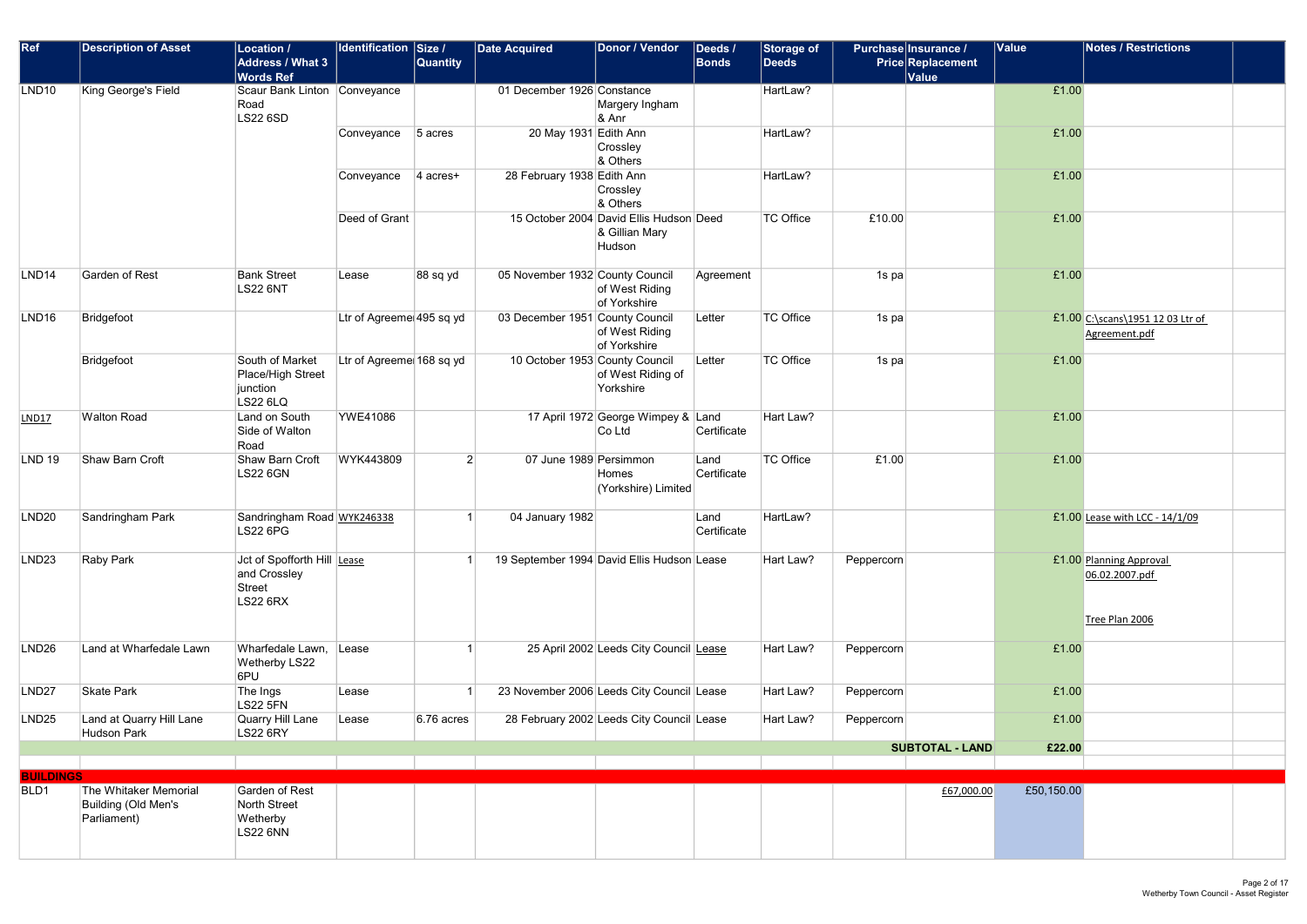| Ref | Description of Asset | Location / Address / What 3 Words Ref | Identification | Size / Quantity | Date Acquired | Donor / Vendor | Deeds / Bonds | Storage of Deeds | Purchase Price | Insurance / Replacement Value | Value | Notes / Restrictions | |
|---|---|---|---|---|---|---|---|---|---|---|---|---|---|
| LND10 | King George's Field | Scaur Bank Linton Road LS22 6SD | Conveyance | | 01 December 1926 | Constance Margery Ingham & Anr | | HartLaw? | | | £1.00 | | |
| | | | Conveyance | 5 acres | 20 May 1931 | Edith Ann Crossley & Others | | HartLaw? | | | £1.00 | | |
| | | | Conveyance | 4 acres+ | 28 February 1938 | Edith Ann Crossley & Others | | HartLaw? | | | £1.00 | | |
| | | | Deed of Grant | | 15 October 2004 | David Ellis Hudson & Gillian Mary Hudson | Deed | TC Office | £10.00 | | £1.00 | | |
| LND14 | Garden of Rest | Bank Street LS22 6NT | Lease | 88 sq yd | 05 November 1932 | County Council of West Riding of Yorkshire | Agreement | | 1s pa | | £1.00 | | |
| LND16 | Bridgefoot | | Ltr of Agreeme | 495 sq yd | 03 December 1951 | County Council of West Riding of Yorkshire | Letter | TC Office | 1s pa | | £1.00 | C:\scans\1951 12 03 Ltr of Agreement.pdf | |
| | Bridgefoot | South of Market Place/High Street junction LS22 6LQ | Ltr of Agreeme | 168 sq yd | 10 October 1953 | County Council of West Riding of Yorkshire | Letter | TC Office | 1s pa | | £1.00 | | |
| LND17 | Walton Road | Land on South Side of Walton Road | YWE41086 | | 17 April 1972 | George Wimpey & Co Ltd | Land Certificate | Hart Law? | | | £1.00 | | |
| LND 19 | Shaw Barn Croft | Shaw Barn Croft LS22 6GN | WYK443809 | 2 | 07 June 1989 | Persimmon Homes (Yorkshire) Limited | Land Certificate | TC Office | £1.00 | | £1.00 | | |
| LND20 | Sandringham Park | Sandringham Road LS22 6PG | WYK246338 | 1 | 04 January 1982 | | Land Certificate | HartLaw? | | | £1.00 | Lease with LCC - 14/1/09 | |
| LND23 | Raby Park | Jct of Spofforth Hill and Crossley Street LS22 6RX | Lease | 1 | 19 September 1994 | David Ellis Hudson | Lease | Hart Law? | Peppercorn | | £1.00 | Planning Approval 06.02.2007.pdf<br><br>Tree Plan 2006 | |
| LND26 | Land at Wharfedale Lawn | Wharfedale Lawn, Wetherby LS22 6PU | Lease | 1 | 25 April 2002 | Leeds City Council | Lease | Hart Law? | Peppercorn | | £1.00 | | |
| LND27 | Skate Park | The Ings LS22 5FN | Lease | 1 | 23 November 2006 | Leeds City Council | Lease | Hart Law? | Peppercorn | | £1.00 | | |
| LND25 | Land at Quarry Hill Lane Hudson Park | Quarry Hill Lane LS22 6RY | Lease | 6.76 acres | 28 February 2002 | Leeds City Council | Lease | Hart Law? | Peppercorn | | £1.00 | | |
| | | | | | | | | | | **SUBTOTAL - LAND** | **£22.00** | | |
| **BUILDINGS** | | | | | | | | | | | | | |
| BLD1 | The Whitaker Memorial Building (Old Men's Parliament) | Garden of Rest North Street Wetherby LS22 6NN | | | | | | | | £67,000.00 | £50,150.00 | | |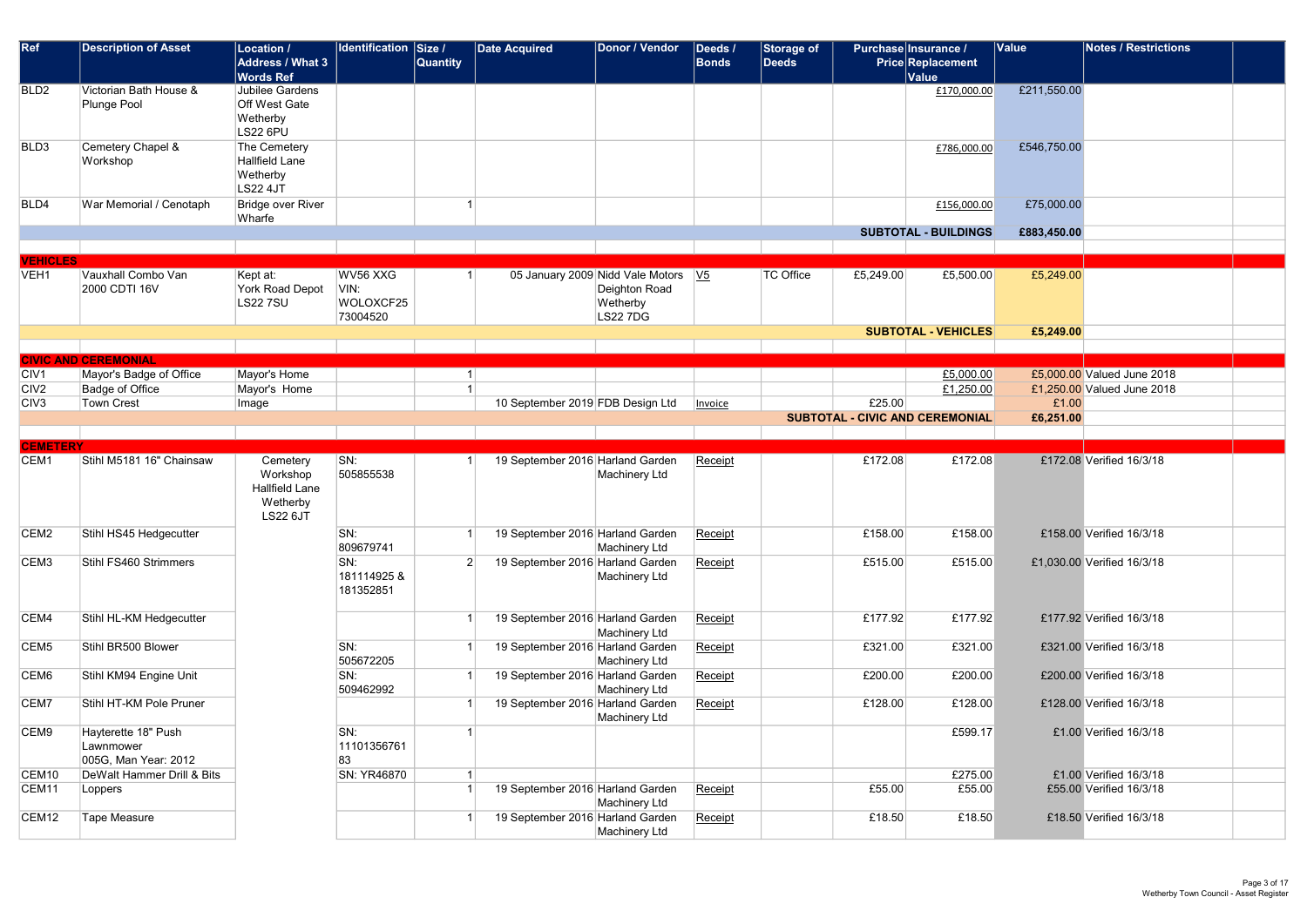| Ref | Description of Asset | Location / Address / What 3 Words Ref | Identification | Size / Quantity | Date Acquired | Donor / Vendor | Deeds / Bonds | Storage of Deeds | Purchase Price | Insurance / Replacement Value | Value | Notes / Restrictions |
|---|---|---|---|---|---|---|---|---|---|---|---|---|
| BLD2 | Victorian Bath House & Plunge Pool | Jubilee Gardens Off West Gate Wetherby LS22 6PU | | | | | | | | £170,000.00 | £211,550.00 | |
| BLD3 | Cemetery Chapel & Workshop | The Cemetery Hallfield Lane Wetherby LS22 4JT | | | | | | | | £786,000.00 | £546,750.00 | |
| BLD4 | War Memorial / Cenotaph | Bridge over River Wharfe | | 1 | | | | | | £156,000.00 | £75,000.00 | |
| | | | | | | | | | | **SUBTOTAL - BUILDINGS** | **£883,450.00** | |
| **VEHICLES** | | | | | | | | | | | | |
| VEH1 | Vauxhall Combo Van 2000 CDTI 16V | Kept at: York Road Depot LS22 7SU | WV56 XXG VIN: WOLOXCF25 73004520 | 1 | 05 January 2009 | Nidd Vale Motors Deighton Road Wetherby LS22 7DG | V5 | TC Office | £5,249.00 | £5,500.00 | £5,249.00 | |
| | | | | | | | | | | **SUBTOTAL - VEHICLES** | **£5,249.00** | |
| **CIVIC AND CEREMONIAL** | | | | | | | | | | | | |
| CIV1 | Mayor's Badge of Office | Mayor's Home | | 1 | | | | | | £5,000.00 | £5,000.00 | Valued June 2018 |
| CIV2 | Badge of Office | Mayor's Home | | 1 | | | | | | £1,250.00 | £1,250.00 | Valued June 2018 |
| CIV3 | Town Crest | Image | | | 10 September 2019 | FDB Design Ltd | Invoice | | £25.00 | | £1.00 | |
| | | | | | | | | | | **SUBTOTAL - CIVIC AND CEREMONIAL** | **£6,251.00** | |
| **CEMETERY** | | | | | | | | | | | | |
| CEM1 | Stihl M5181 16" Chainsaw | Cemetery Workshop Hallfield Lane Wetherby LS22 6JT | SN: 505855538 | 1 | 19 September 2016 | Harland Garden Machinery Ltd | Receipt | | £172.08 | £172.08 | £172.08 | Verified 16/3/18 |
| CEM2 | Stihl HS45 Hedgecutter | | SN: 809679741 | 1 | 19 September 2016 | Harland Garden Machinery Ltd | Receipt | | £158.00 | £158.00 | £158.00 | Verified 16/3/18 |
| CEM3 | Stihl FS460 Strimmers | | SN: 181114925 & 181352851 | 2 | 19 September 2016 | Harland Garden Machinery Ltd | Receipt | | £515.00 | £515.00 | £1,030.00 | Verified 16/3/18 |
| CEM4 | Stihl HL-KM Hedgecutter | | | 1 | 19 September 2016 | Harland Garden Machinery Ltd | Receipt | | £177.92 | £177.92 | £177.92 | Verified 16/3/18 |
| CEM5 | Stihl BR500 Blower | | SN: 505672205 | 1 | 19 September 2016 | Harland Garden Machinery Ltd | Receipt | | £321.00 | £321.00 | £321.00 | Verified 16/3/18 |
| CEM6 | Stihl KM94 Engine Unit | | SN: 509462992 | 1 | 19 September 2016 | Harland Garden Machinery Ltd | Receipt | | £200.00 | £200.00 | £200.00 | Verified 16/3/18 |
| CEM7 | Stihl HT-KM Pole Pruner | | | 1 | 19 September 2016 | Harland Garden Machinery Ltd | Receipt | | £128.00 | £128.00 | £128.00 | Verified 16/3/18 |
| CEM9 | Hayterette 18" Push Lawnmower 005G, Man Year: 2012 | | SN: 11101356761 83 | 1 | | | | | | £599.17 | £1.00 | Verified 16/3/18 |
| CEM10 | DeWalt Hammer Drill & Bits | | SN: YR46870 | 1 | | | | | | £275.00 | £1.00 | Verified 16/3/18 |
| CEM11 | Loppers | | | 1 | 19 September 2016 | Harland Garden Machinery Ltd | Receipt | | £55.00 | £55.00 | £55.00 | Verified 16/3/18 |
| CEM12 | Tape Measure | | | 1 | 19 September 2016 | Harland Garden Machinery Ltd | Receipt | | £18.50 | £18.50 | £18.50 | Verified 16/3/18 |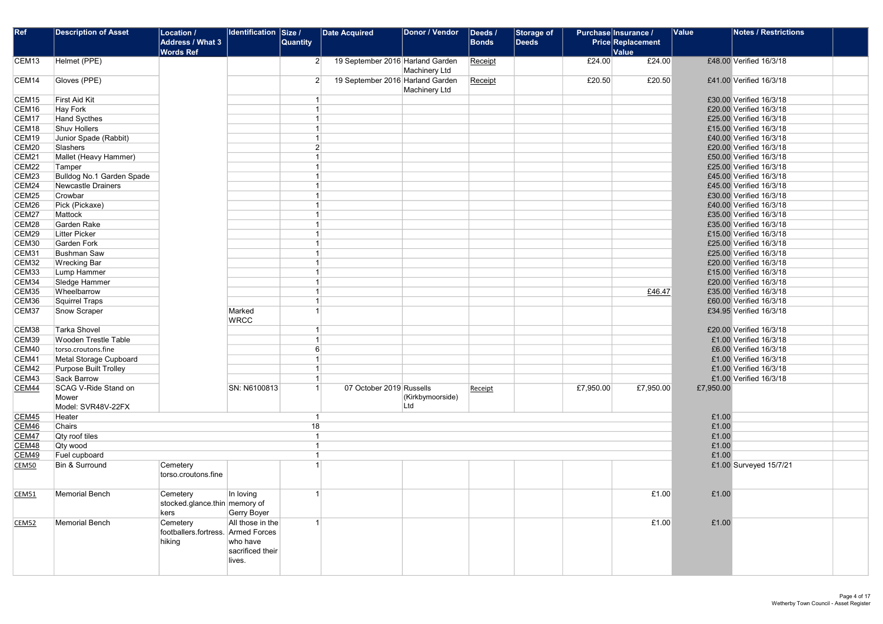| Ref | Description of Asset | Location / Address / What 3 Words Ref | Identification | Size / Quantity | Date Acquired | Donor / Vendor | Deeds / Bonds | Storage of Deeds | Purchase Price | Insurance / Replacement Value | Value | Notes / Restrictions | |
|---|---|---|---|---|---|---|---|---|---|---|---|---|---|
| CEM13 | Helmet (PPE) | | | 2 | 19 September 2016 | Harland Garden Machinery Ltd | Receipt | | £24.00 | £24.00 | £48.00 | Verified 16/3/18 | |
| CEM14 | Gloves (PPE) | | | 2 | 19 September 2016 | Harland Garden Machinery Ltd | Receipt | | £20.50 | £20.50 | £41.00 | Verified 16/3/18 | |
| CEM15 | First Aid Kit | | | 1 | | | | | | | £30.00 | Verified 16/3/18 | |
| CEM16 | Hay Fork | | | 1 | | | | | | | £20.00 | Verified 16/3/18 | |
| CEM17 | Hand Sycthes | | | 1 | | | | | | | £25.00 | Verified 16/3/18 | |
| CEM18 | Shuv Hollers | | | 1 | | | | | | | £15.00 | Verified 16/3/18 | |
| CEM19 | Junior Spade (Rabbit) | | | 1 | | | | | | | £40.00 | Verified 16/3/18 | |
| CEM20 | Slashers | | | 2 | | | | | | | £20.00 | Verified 16/3/18 | |
| CEM21 | Mallet (Heavy Hammer) | | | 1 | | | | | | | £50.00 | Verified 16/3/18 | |
| CEM22 | Tamper | | | 1 | | | | | | | £25.00 | Verified 16/3/18 | |
| CEM23 | Bulldog No.1 Garden Spade | | | 1 | | | | | | | £45.00 | Verified 16/3/18 | |
| CEM24 | Newcastle Drainers | | | 1 | | | | | | | £45.00 | Verified 16/3/18 | |
| CEM25 | Crowbar | | | 1 | | | | | | | £30.00 | Verified 16/3/18 | |
| CEM26 | Pick (Pickaxe) | | | 1 | | | | | | | £40.00 | Verified 16/3/18 | |
| CEM27 | Mattock | | | 1 | | | | | | | £35.00 | Verified 16/3/18 | |
| CEM28 | Garden Rake | | | 1 | | | | | | | £35.00 | Verified 16/3/18 | |
| CEM29 | Litter Picker | | | 1 | | | | | | | £15.00 | Verified 16/3/18 | |
| CEM30 | Garden Fork | | | 1 | | | | | | | £25.00 | Verified 16/3/18 | |
| CEM31 | Bushman Saw | | | 1 | | | | | | | £25.00 | Verified 16/3/18 | |
| CEM32 | Wrecking Bar | | | 1 | | | | | | | £20.00 | Verified 16/3/18 | |
| CEM33 | Lump Hammer | | | 1 | | | | | | | £15.00 | Verified 16/3/18 | |
| CEM34 | Sledge Hammer | | | 1 | | | | | | | £20.00 | Verified 16/3/18 | |
| CEM35 | Wheelbarrow | | | 1 | | | | | | £46.47 | £35.00 | Verified 16/3/18 | |
| CEM36 | Squirrel Traps | | | 1 | | | | | | | £60.00 | Verified 16/3/18 | |
| CEM37 | Snow Scraper | | Marked WRCC | 1 | | | | | | | £34.95 | Verified 16/3/18 | |
| CEM38 | Tarka Shovel | | | 1 | | | | | | | £20.00 | Verified 16/3/18 | |
| CEM39 | Wooden Trestle Table | | | 1 | | | | | | | £1.00 | Verified 16/3/18 | |
| CEM40 | torso.croutons.fine | | | 6 | | | | | | | £6.00 | Verified 16/3/18 | |
| CEM41 | Metal Storage Cupboard | | | 1 | | | | | | | £1.00 | Verified 16/3/18 | |
| CEM42 | Purpose Built Trolley | | | 1 | | | | | | | £1.00 | Verified 16/3/18 | |
| CEM43 | Sack Barrow | | | 1 | | | | | | | £1.00 | Verified 16/3/18 | |
| CEM44 | SCAG V-Ride Stand on Mower Model: SVR48V-22FX | | SN: N6100813 | 1 | 07 October 2019 | Russells (Kirkbymoorside) Ltd | Receipt | | £7,950.00 | £7,950.00 | £7,950.00 | | |
| CEM45 | Heater | | | 1 | | | | | | | £1.00 | | |
| CEM46 | Chairs | | | 18 | | | | | | | £1.00 | | |
| CEM47 | Qty roof tiles | | | 1 | | | | | | | £1.00 | | |
| CEM48 | Qty wood | | | 1 | | | | | | | £1.00 | | |
| CEM49 | Fuel cupboard | | | 1 | | | | | | | £1.00 | | |
| CEM50 | Bin & Surround | Cemetery torso.croutons.fine | | 1 | | | | | | | £1.00 | Surveyed 15/7/21 | |
| CEM51 | Memorial Bench | Cemetery stocked.glance.thinkers | In loving memory of Gerry Boyer | 1 | | | | | | £1.00 | £1.00 | | |
| CEM52 | Memorial Bench | Cemetery footballers.fortress.hiking | All those in the Armed Forces who have sacrificed their lives. | 1 | | | | | | £1.00 | £1.00 | | |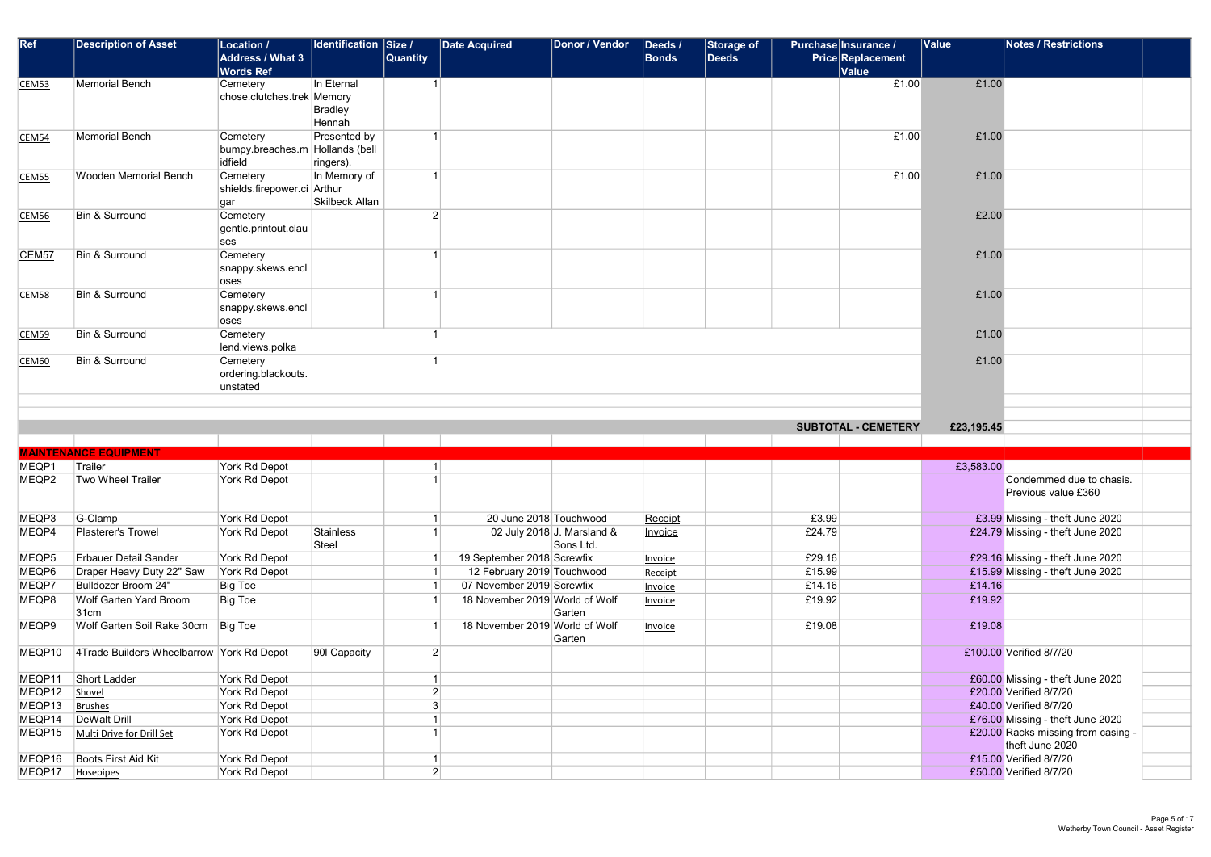| Ref | Description of Asset | Location / Address / What 3 Words Ref | Identification | Size / Quantity | Date Acquired | Donor / Vendor | Deeds / Bonds | Storage of Deeds | Purchase Price | Insurance / Replacement Value | Value | Notes / Restrictions |
|---|---|---|---|---|---|---|---|---|---|---|---|---|
| CEM53 | Memorial Bench | Cemetery chose.clutches.trek | In Eternal Memory Bradley Hennah | 1 | | | | | | £1.00 | £1.00 | |
| CEM54 | Memorial Bench | Cemetery bumpy.breaches.midfield | Presented by Hollands (bell ringers). | 1 | | | | | | £1.00 | £1.00 | |
| CEM55 | Wooden Memorial Bench | Cemetery shields.firepower.cigar | In Memory of Arthur Skilbeck Allan | 1 | | | | | | £1.00 | £1.00 | |
| CEM56 | Bin & Surround | Cemetery gentle.printout.clauses | | 2 | | | | | | | £2.00 | |
| CEM57 | Bin & Surround | Cemetery snappy.skews.encloses | | 1 | | | | | | | £1.00 | |
| CEM58 | Bin & Surround | Cemetery snappy.skews.encloses | | 1 | | | | | | | £1.00 | |
| CEM59 | Bin & Surround | Cemetery lend.views.polka | | 1 | | | | | | | £1.00 | |
| CEM60 | Bin & Surround | Cemetery ordering.blackouts.unstated | | 1 | | | | | | | £1.00 | |
| | | | | | | | | | | | | |
| | | | | | | | | | | **SUBTOTAL - CEMETERY** | **£23,195.45** | |
| **MAINTENANCE EQUIPMENT** | | | | | | | | | | | | |
| MEQP1 | Trailer | York Rd Depot | | 1 | | | | | | | £3,583.00 | |
| ~~MEQP2~~ | ~~Two Wheel Trailer~~ | ~~York Rd Depot~~ | | ~~1~~ | | | | | | | | Condemmed due to chasis. Previous value £360 |
| MEQP3 | G-Clamp | York Rd Depot | | 1 | 20 June 2018 | Touchwood | Receipt | | £3.99 | | £3.99 | Missing - theft June 2020 |
| MEQP4 | Plasterer's Trowel | York Rd Depot | Stainless Steel | 1 | 02 July 2018 | J. Marsland & Sons Ltd. | Invoice | | £24.79 | | £24.79 | Missing - theft June 2020 |
| MEQP5 | Erbauer Detail Sander | York Rd Depot | | 1 | 19 September 2018 | Screwfix | Invoice | | £29.16 | | £29.16 | Missing - theft June 2020 |
| MEQP6 | Draper Heavy Duty 22" Saw | York Rd Depot | | 1 | 12 February 2019 | Touchwood | Receipt | | £15.99 | | £15.99 | Missing - theft June 2020 |
| MEQP7 | Bulldozer Broom 24" | Big Toe | | 1 | 07 November 2019 | Screwfix | Invoice | | £14.16 | | £14.16 | |
| MEQP8 | Wolf Garten Yard Broom 31cm | Big Toe | | 1 | 18 November 2019 | World of Wolf Garten | Invoice | | £19.92 | | £19.92 | |
| MEQP9 | Wolf Garten Soil Rake 30cm | Big Toe | | 1 | 18 November 2019 | World of Wolf Garten | Invoice | | £19.08 | | £19.08 | |
| MEQP10 | 4Trade Builders Wheelbarrow | York Rd Depot | 90l Capacity | 2 | | | | | | | £100.00 | Verified 8/7/20 |
| MEQP11 | Short Ladder | York Rd Depot | | 1 | | | | | | | £60.00 | Missing - theft June 2020 |
| MEQP12 | Shovel | York Rd Depot | | 2 | | | | | | | £20.00 | Verified 8/7/20 |
| MEQP13 | Brushes | York Rd Depot | | 3 | | | | | | | £40.00 | Verified 8/7/20 |
| MEQP14 | DeWalt Drill | York Rd Depot | | 1 | | | | | | | £76.00 | Missing - theft June 2020 |
| MEQP15 | Multi Drive for Drill Set | York Rd Depot | | 1 | | | | | | | £20.00 | Racks missing from casing - theft June 2020 |
| MEQP16 | Boots First Aid Kit | York Rd Depot | | 1 | | | | | | | £15.00 | Verified 8/7/20 |
| MEQP17 | Hosepipes | York Rd Depot | | 2 | | | | | | | £50.00 | Verified 8/7/20 |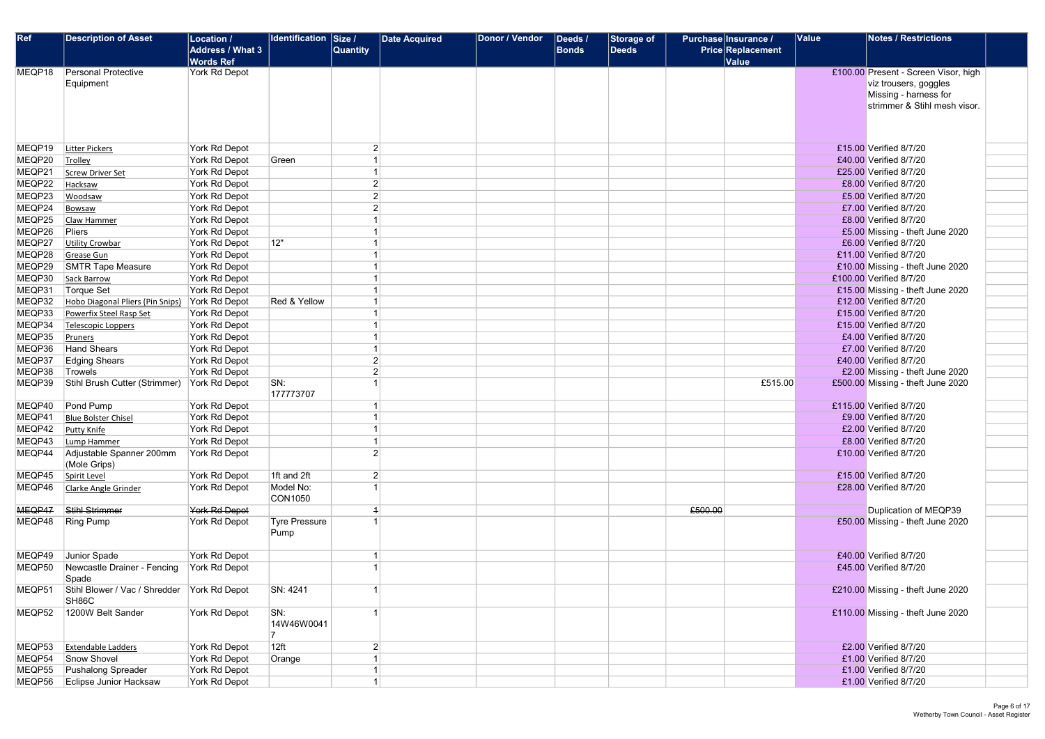| Ref | Description of Asset | Location / Address / What 3 Words Ref | Identification | Size / Quantity | Date Acquired | Donor / Vendor | Deeds / Bonds | Storage of Deeds | Purchase Price | Insurance / Replacement Value | Value | Notes / Restrictions | |
|---|---|---|---|---|---|---|---|---|---|---|---|---|---|
| MEQP18 | Personal Protective Equipment | York Rd Depot | | | | | | | | | £100.00 | Present - Screen Visor, high viz trousers, goggles Missing - harness for strimmer & Stihl mesh visor. | |
| MEQP19 | Litter Pickers | York Rd Depot | | 2 | | | | | | | £15.00 | Verified 8/7/20 | |
| MEQP20 | Trolley | York Rd Depot | Green | 1 | | | | | | | £40.00 | Verified 8/7/20 | |
| MEQP21 | Screw Driver Set | York Rd Depot | | 1 | | | | | | | £25.00 | Verified 8/7/20 | |
| MEQP22 | Hacksaw | York Rd Depot | | 2 | | | | | | | £8.00 | Verified 8/7/20 | |
| MEQP23 | Woodsaw | York Rd Depot | | 2 | | | | | | | £5.00 | Verified 8/7/20 | |
| MEQP24 | Bowsaw | York Rd Depot | | 2 | | | | | | | £7.00 | Verified 8/7/20 | |
| MEQP25 | Claw Hammer | York Rd Depot | | 1 | | | | | | | £8.00 | Verified 8/7/20 | |
| MEQP26 | Pliers | York Rd Depot | | 1 | | | | | | | £5.00 | Missing - theft June 2020 | |
| MEQP27 | Utility Crowbar | York Rd Depot | 12" | 1 | | | | | | | £6.00 | Verified 8/7/20 | |
| MEQP28 | Grease Gun | York Rd Depot | | 1 | | | | | | | £11.00 | Verified 8/7/20 | |
| MEQP29 | SMTR Tape Measure | York Rd Depot | | 1 | | | | | | | £10.00 | Missing - theft June 2020 | |
| MEQP30 | Sack Barrow | York Rd Depot | | 1 | | | | | | | £100.00 | Verified 8/7/20 | |
| MEQP31 | Torque Set | York Rd Depot | | 1 | | | | | | | £15.00 | Missing - theft June 2020 | |
| MEQP32 | Hobo Diagonal Pliers (Pin Snips) | York Rd Depot | Red & Yellow | 1 | | | | | | | £12.00 | Verified 8/7/20 | |
| MEQP33 | Powerfix Steel Rasp Set | York Rd Depot | | 1 | | | | | | | £15.00 | Verified 8/7/20 | |
| MEQP34 | Telescopic Loppers | York Rd Depot | | 1 | | | | | | | £15.00 | Verified 8/7/20 | |
| MEQP35 | Pruners | York Rd Depot | | 1 | | | | | | | £4.00 | Verified 8/7/20 | |
| MEQP36 | Hand Shears | York Rd Depot | | 1 | | | | | | | £7.00 | Verified 8/7/20 | |
| MEQP37 | Edging Shears | York Rd Depot | | 2 | | | | | | | £40.00 | Verified 8/7/20 | |
| MEQP38 | Trowels | York Rd Depot | | 2 | | | | | | | £2.00 | Missing - theft June 2020 | |
| MEQP39 | Stihl Brush Cutter (Strimmer) | York Rd Depot | SN: 177773707 | 1 | | | | | | £515.00 | £500.00 | Missing - theft June 2020 | |
| MEQP40 | Pond Pump | York Rd Depot | | 1 | | | | | | | £115.00 | Verified 8/7/20 | |
| MEQP41 | Blue Bolster Chisel | York Rd Depot | | 1 | | | | | | | £9.00 | Verified 8/7/20 | |
| MEQP42 | Putty Knife | York Rd Depot | | 1 | | | | | | | £2.00 | Verified 8/7/20 | |
| MEQP43 | Lump Hammer | York Rd Depot | | 1 | | | | | | | £8.00 | Verified 8/7/20 | |
| MEQP44 | Adjustable Spanner 200mm (Mole Grips) | York Rd Depot | | 2 | | | | | | | £10.00 | Verified 8/7/20 | |
| MEQP45 | Spirit Level | York Rd Depot | 1ft and 2ft | 2 | | | | | | | £15.00 | Verified 8/7/20 | |
| MEQP46 | Clarke Angle Grinder | York Rd Depot | Model No: CON1050 | 1 | | | | | | | £28.00 | Verified 8/7/20 | |
| ~~MEQP47~~ | ~~Stihl Strimmer~~ | ~~York Rd Depot~~ | | ~~1~~ | | | | | ~~£500.00~~ | | | Duplication of MEQP39 | |
| MEQP48 | Ring Pump | York Rd Depot | Tyre Pressure Pump | 1 | | | | | | | £50.00 | Missing - theft June 2020 | |
| MEQP49 | Junior Spade | York Rd Depot | | 1 | | | | | | | £40.00 | Verified 8/7/20 | |
| MEQP50 | Newcastle Drainer - Fencing Spade | York Rd Depot | | 1 | | | | | | | £45.00 | Verified 8/7/20 | |
| MEQP51 | Stihl Blower / Vac / Shredder SH86C | York Rd Depot | SN: 4241 | 1 | | | | | | | £210.00 | Missing - theft June 2020 | |
| MEQP52 | 1200W Belt Sander | York Rd Depot | SN: 14W46W00417 | 1 | | | | | | | £110.00 | Missing - theft June 2020 | |
| MEQP53 | Extendable Ladders | York Rd Depot | 12ft | 2 | | | | | | | £2.00 | Verified 8/7/20 | |
| MEQP54 | Snow Shovel | York Rd Depot | Orange | 1 | | | | | | | £1.00 | Verified 8/7/20 | |
| MEQP55 | Pushalong Spreader | York Rd Depot | | 1 | | | | | | | £1.00 | Verified 8/7/20 | |
| MEQP56 | Eclipse Junior Hacksaw | York Rd Depot | | 1 | | | | | | | £1.00 | Verified 8/7/20 | |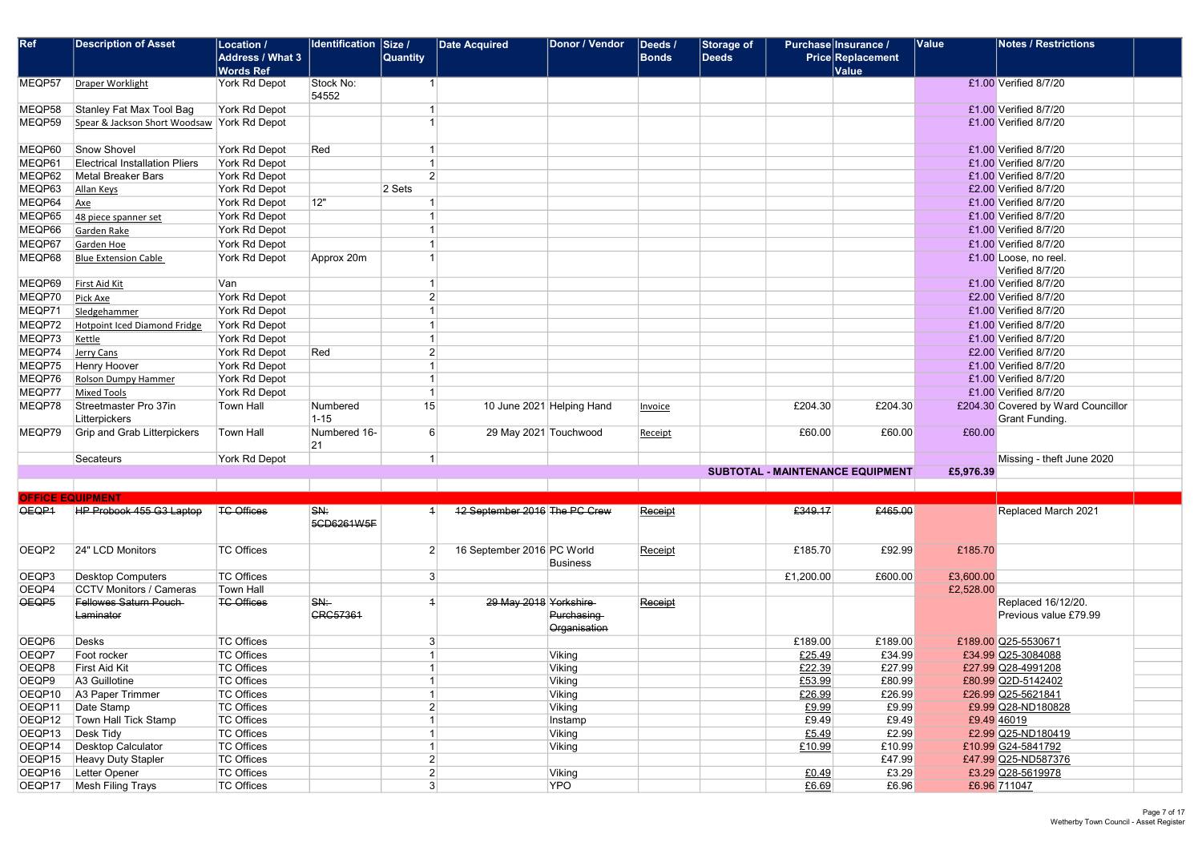| Ref | Description of Asset | Location / Address / What 3 Words Ref | Identification | Size / Quantity | Date Acquired | Donor / Vendor | Deeds / Bonds | Storage of Deeds | Purchase Price | Insurance / Replacement Value | Value | Notes / Restrictions | |
|---|---|---|---|---|---|---|---|---|---|---|---|---|---|
| MEQP57 | Draper Worklight | York Rd Depot | Stock No: 54552 | 1 | | | | | | | | £1.00 Verified 8/7/20 | |
| MEQP58 | Stanley Fat Max Tool Bag | York Rd Depot | | 1 | | | | | | | | £1.00 Verified 8/7/20 | |
| MEQP59 | Spear & Jackson Short Woodsaw | York Rd Depot | | 1 | | | | | | | | £1.00 Verified 8/7/20 | |
| MEQP60 | Snow Shovel | York Rd Depot | Red | 1 | | | | | | | | £1.00 Verified 8/7/20 | |
| MEQP61 | Electrical Installation Pliers | York Rd Depot | | 1 | | | | | | | | £1.00 Verified 8/7/20 | |
| MEQP62 | Metal Breaker Bars | York Rd Depot | | 2 | | | | | | | | £1.00 Verified 8/7/20 | |
| MEQP63 | Allan Keys | York Rd Depot | | 2 Sets | | | | | | | | £2.00 Verified 8/7/20 | |
| MEQP64 | Axe | York Rd Depot | 12" | 1 | | | | | | | | £1.00 Verified 8/7/20 | |
| MEQP65 | 48 piece spanner set | York Rd Depot | | 1 | | | | | | | | £1.00 Verified 8/7/20 | |
| MEQP66 | Garden Rake | York Rd Depot | | 1 | | | | | | | | £1.00 Verified 8/7/20 | |
| MEQP67 | Garden Hoe | York Rd Depot | | 1 | | | | | | | | £1.00 Verified 8/7/20 | |
| MEQP68 | Blue Extension Cable | York Rd Depot | Approx 20m | 1 | | | | | | | | £1.00 Loose, no reel. Verified 8/7/20 | |
| MEQP69 | First Aid Kit | Van | | 1 | | | | | | | | £1.00 Verified 8/7/20 | |
| MEQP70 | Pick Axe | York Rd Depot | | 2 | | | | | | | | £2.00 Verified 8/7/20 | |
| MEQP71 | Sledgehammer | York Rd Depot | | 1 | | | | | | | | £1.00 Verified 8/7/20 | |
| MEQP72 | Hotpoint Iced Diamond Fridge | York Rd Depot | | 1 | | | | | | | | £1.00 Verified 8/7/20 | |
| MEQP73 | Kettle | York Rd Depot | | 1 | | | | | | | | £1.00 Verified 8/7/20 | |
| MEQP74 | Jerry Cans | York Rd Depot | Red | 2 | | | | | | | | £2.00 Verified 8/7/20 | |
| MEQP75 | Henry Hoover | York Rd Depot | | 1 | | | | | | | | £1.00 Verified 8/7/20 | |
| MEQP76 | Rolson Dumpy Hammer | York Rd Depot | | 1 | | | | | | | | £1.00 Verified 8/7/20 | |
| MEQP77 | Mixed Tools | York Rd Depot | | 1 | | | | | | | | £1.00 Verified 8/7/20 | |
| MEQP78 | Streetmaster Pro 37in Litterpickers | Town Hall | Numbered 1-15 | 15 | 10 June 2021 | Helping Hand | Invoice | | £204.30 | £204.30 | £204.30 | Covered by Ward Councillor Grant Funding. | |
| MEQP79 | Grip and Grab Litterpickers | Town Hall | Numbered 16-21 | 6 | 29 May 2021 | Touchwood | Receipt | | £60.00 | £60.00 | £60.00 | | |
| | Secateurs | York Rd Depot | | 1 | | | | | | | | Missing - theft June 2020 | |
| | | | | | | | | SUBTOTAL - MAINTENANCE EQUIPMENT | | | £5,976.39 | | |
| | | | | | | | | | | | | | |
| **OFFICE EQUIPMENT** | | | | | | | | | | | | | |
| ~~OEQP1~~ | ~~HP Probook 455 G3 Laptop~~ | ~~TC Offices~~ | ~~SN: 5CD6261W5F~~ | ~~1~~ | ~~12 September 2016~~ | ~~The PC Crew~~ | Receipt | | ~~£349.17~~ | ~~£465.00~~ | | Replaced March 2021 | |
| OEQP2 | 24" LCD Monitors | TC Offices | | 2 | 16 September 2016 | PC World Business | Receipt | | £185.70 | £92.99 | £185.70 | | |
| OEQP3 | Desktop Computers | TC Offices | | 3 | | | | | £1,200.00 | £600.00 | £3,600.00 | | |
| OEQP4 | CCTV Monitors / Cameras | Town Hall | | | | | | | | | £2,528.00 | | |
| ~~OEQP5~~ | ~~Fellowes Saturn Pouch Laminator~~ | ~~TC Offices~~ | ~~SN: CRC57361~~ | ~~1~~ | ~~29 May 2018~~ | ~~Yorkshire Purchasing Organisation~~ | Receipt | | | | | Replaced 16/12/20. Previous value £79.99 | |
| OEQP6 | Desks | TC Offices | | 3 | | | | | £189.00 | £189.00 | £189.00 | Q25-5530671 | |
| OEQP7 | Foot rocker | TC Offices | | 1 | | Viking | | | £25.49 | £34.99 | £34.99 | Q25-3084088 | |
| OEQP8 | First Aid Kit | TC Offices | | 1 | | Viking | | | £22.39 | £27.99 | £27.99 | Q28-4991208 | |
| OEQP9 | A3 Guillotine | TC Offices | | 1 | | Viking | | | £53.99 | £80.99 | £80.99 | Q2D-5142402 | |
| OEQP10 | A3 Paper Trimmer | TC Offices | | 1 | | Viking | | | £26.99 | £26.99 | £26.99 | Q25-5621841 | |
| OEQP11 | Date Stamp | TC Offices | | 2 | | Viking | | | £9.99 | £9.99 | £9.99 | Q28-ND180828 | |
| OEQP12 | Town Hall Tick Stamp | TC Offices | | 1 | | Instamp | | | £9.49 | £9.49 | £9.49 | 46019 | |
| OEQP13 | Desk Tidy | TC Offices | | 1 | | Viking | | | £5.49 | £2.99 | £2.99 | Q25-ND180419 | |
| OEQP14 | Desktop Calculator | TC Offices | | 1 | | Viking | | | £10.99 | £10.99 | £10.99 | G24-5841792 | |
| OEQP15 | Heavy Duty Stapler | TC Offices | | 2 | | | | | | £47.99 | £47.99 | Q25-ND587376 | |
| OEQP16 | Letter Opener | TC Offices | | 2 | | Viking | | | £0.49 | £3.29 | £3.29 | Q28-5619978 | |
| OEQP17 | Mesh Filing Trays | TC Offices | | 3 | | YPO | | | £6.69 | £6.96 | £6.96 | 711047 | |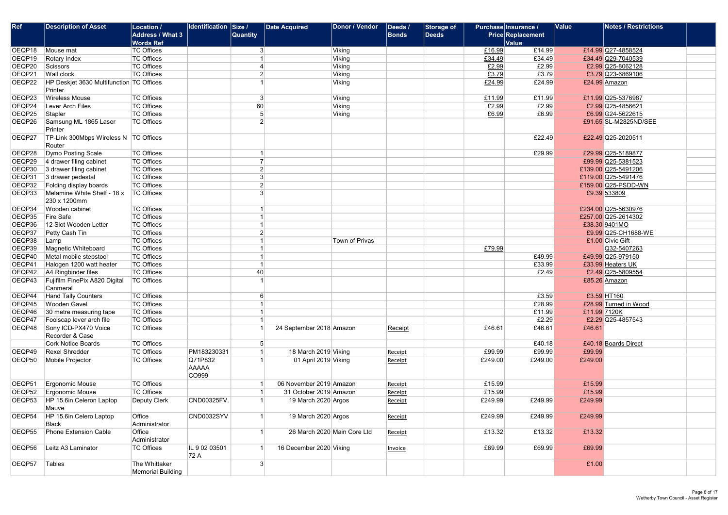| Ref | Description of Asset | Location / Address / What 3 Words Ref | Identification | Size / Quantity | Date Acquired | Donor / Vendor | Deeds / Bonds | Storage of Deeds | Purchase Price | Insurance / Replacement Value | Value | Notes / Restrictions | |
|---|---|---|---|---|---|---|---|---|---|---|---|---|---|
| OEQP18 | Mouse mat | TC Offices | | 3 | | Viking | | | £16.99 | £14.99 | £14.99 | Q27-4858524 | |
| OEQP19 | Rotary Index | TC Offices | | 1 | | Viking | | | £34.49 | £34.49 | £34.49 | Q29-7040539 | |
| OEQP20 | Scissors | TC Offices | | 4 | | Viking | | | £2.99 | £2.99 | £2.99 | Q25-8062128 | |
| OEQP21 | Wall clock | TC Offices | | 2 | | Viking | | | £3.79 | £3.79 | £3.79 | Q23-6869106 | |
| OEQP22 | HP Deskjet 3630 Multifunction Printer | TC Offices | | 1 | | Viking | | | £24.99 | £24.99 | £24.99 | Amazon | |
| OEQP23 | Wireless Mouse | TC Offices | | 3 | | Viking | | | £11.99 | £11.99 | £11.99 | Q25-5376987 | |
| OEQP24 | Lever Arch Files | TC Offices | | 60 | | Viking | | | £2.99 | £2.99 | £2.99 | Q25-4856621 | |
| OEQP25 | Stapler | TC Offices | | 5 | | Viking | | | £6.99 | £6.99 | £6.99 | G24-5622615 | |
| OEQP26 | Samsung ML 1865 Laser Printer | TC Offices | | 2 | | | | | | | £91.65 | SL-M2825ND/SEE | |
| OEQP27 | TP-Link 300Mbps Wireless N Router | TC Offices | | | | | | | | £22.49 | £22.49 | Q25-2020511 | |
| OEQP28 | Dymo Posting Scale | TC Offices | | 1 | | | | | | £29.99 | £29.99 | Q25-5189877 | |
| OEQP29 | 4 drawer filing cabinet | TC Offices | | 7 | | | | | | | £99.99 | Q25-5381523 | |
| OEQP30 | 3 drawer filing cabinet | TC Offices | | 2 | | | | | | | £139.00 | Q25-5491206 | |
| OEQP31 | 3 drawer pedestal | TC Offices | | 3 | | | | | | | £119.00 | Q25-5491476 | |
| OEQP32 | Folding display boards | TC Offices | | 2 | | | | | | | £159.00 | Q25-PSDD-WN | |
| OEQP33 | Melamine White Shelf - 18 x 230 x 1200mm | TC Offices | | 3 | | | | | | | £9.39 | 533809 | |
| OEQP34 | Wooden cabinet | TC Offices | | 1 | | | | | | | £234.00 | Q25-5630976 | |
| OEQP35 | Fire Safe | TC Offices | | 1 | | | | | | | £257.00 | Q25-2614302 | |
| OEQP36 | 12 Slot Wooden Letter | TC Offices | | 1 | | | | | | | £38.30 | 9401MO | |
| OEQP37 | Petty Cash Tin | TC Offices | | 2 | | | | | | | £9.99 | Q25-CH1688-WE | |
| OEQP38 | Lamp | TC Offices | | 1 | | Town of Privas | | | | | £1.00 | Civic Gift | |
| OEQP39 | Magnetic Whiteboard | TC Offices | | 1 | | | | | £79.99 | | | Q32-5407263 | |
| OEQP40 | Metal mobile stepstool | TC Offices | | 1 | | | | | | £49.99 | £49.99 | Q25-979150 | |
| OEQP41 | Halogen 1200 watt heater | TC Offices | | 1 | | | | | | £33.99 | £33.99 | Heaters UK | |
| OEQP42 | A4 Ringbinder files | TC Offices | | 40 | | | | | | £2.49 | £2.49 | Q25-5809554 | |
| OEQP43 | Fujifilm FinePix A820 Digital Canmeral | TC Offices | | 1 | | | | | | | £85.26 | Amazon | |
| OEQP44 | Hand Tally Counters | TC Offices | | 6 | | | | | | £3.59 | £3.59 | HT160 | |
| OEQP45 | Wooden Gavel | TC Offices | | 1 | | | | | | £28.99 | £28.99 | Turned in Wood | |
| OEQP46 | 30 metre measuring tape | TC Offices | | 1 | | | | | | £11.99 | £11.99 | 7120K | |
| OEQP47 | Foolscap lever arch file | TC Offices | | 1 | | | | | | £2.29 | £2.29 | Q25-4857543 | |
| OEQP48 | Sony ICD-PX470 Voice Recorder & Case | TC Offices | | 1 | 24 September 2018 | Amazon | Receipt | | £46.61 | £46.61 | £46.61 | | |
| | Cork Notice Boards | TC Offices | | 5 | | | | | | £40.18 | £40.18 | Boards Direct | |
| OEQP49 | Rexel Shredder | TC Offices | PM183230331 | 1 | 18 March 2019 | Viking | Receipt | | £99.99 | £99.99 | £99.99 | | |
| OEQP50 | Mobile Projector | TC Offices | Q71P832 AAAAA CO999 | 1 | 01 April 2019 | Viking | Receipt | | £249.00 | £249.00 | £249.00 | | |
| OEQP51 | Ergonomic Mouse | TC Offices | | 1 | 06 November 2019 | Amazon | Receipt | | £15.99 | | £15.99 | | |
| OEQP52 | Ergonomic Mouse | TC Offices | | 1 | 31 October 2019 | Amazon | Receipt | | £15.99 | | £15.99 | | |
| OEQP53 | HP 15.6in Celeron Laptop Mauve | Deputy Clerk | CND00325FV. | 1 | 19 March 2020 | Argos | Receipt | | £249.99 | £249.99 | £249.99 | | |
| OEQP54 | HP 15.6in Celero Laptop Black | Office Administrator | CND0032SYV | 1 | 19 March 2020 | Argos | Receipt | | £249.99 | £249.99 | £249.99 | | |
| OEQP55 | Phone Extension Cable | Office Administrator | | 1 | 26 March 2020 | Main Core Ltd | Receipt | | £13.32 | £13.32 | £13.32 | | |
| OEQP56 | Leitz A3 Laminator | TC Offices | IL 9 02 03501 72 A | 1 | 16 December 2020 | Viking | Invoice | | £69.99 | £69.99 | £69.99 | | |
| OEQP57 | Tables | The Whittaker Memorial Building | | 3 | | | | | | | £1.00 | | |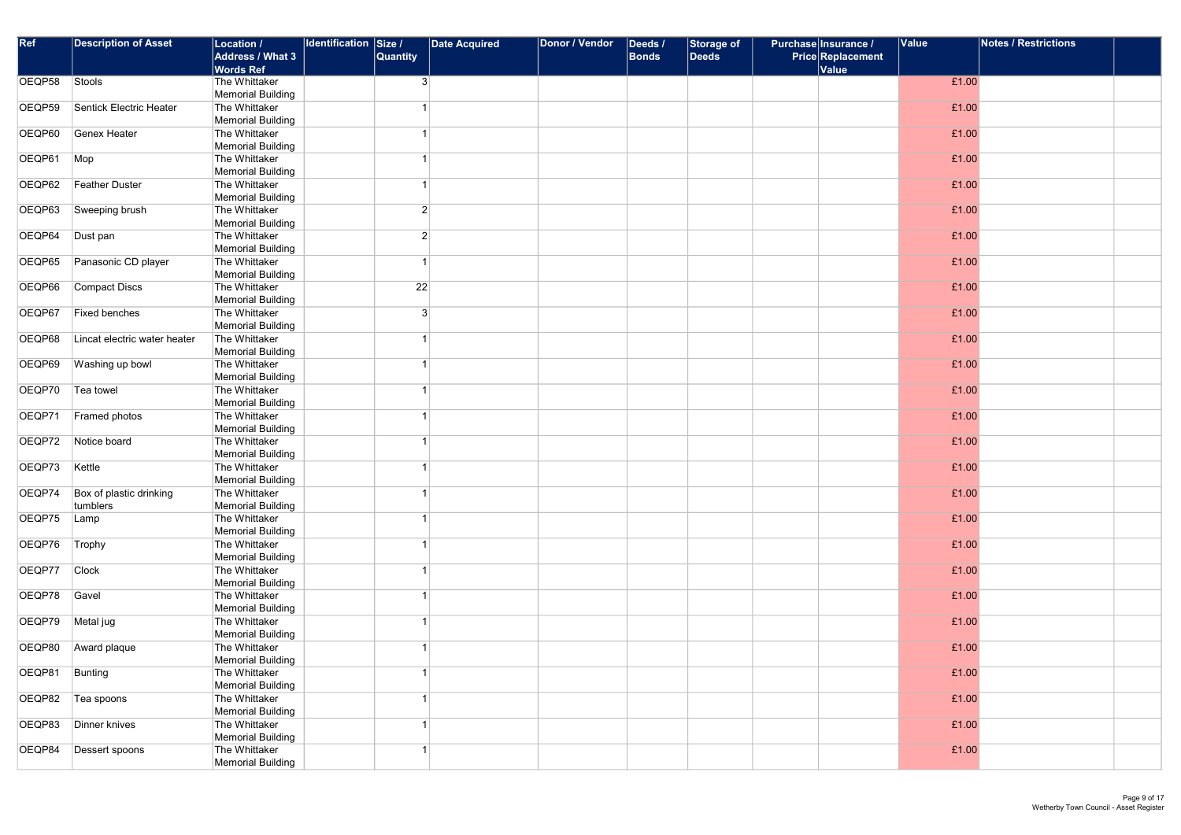| Ref | Description of Asset | Location / Address / What 3 Words Ref | Identification | Size / Quantity | Date Acquired | Donor / Vendor | Deeds / Bonds | Storage of Deeds | Purchase Price | Insurance / Replacement Value | Value | Notes / Restrictions | |
|---|---|---|---|---|---|---|---|---|---|---|---|---|---|
| OEQP58 | Stools | The Whittaker Memorial Building | | 3 | | | | | | | £1.00 | | |
| OEQP59 | Sentick Electric Heater | The Whittaker Memorial Building | | 1 | | | | | | | £1.00 | | |
| OEQP60 | Genex Heater | The Whittaker Memorial Building | | 1 | | | | | | | £1.00 | | |
| OEQP61 | Mop | The Whittaker Memorial Building | | 1 | | | | | | | £1.00 | | |
| OEQP62 | Feather Duster | The Whittaker Memorial Building | | 1 | | | | | | | £1.00 | | |
| OEQP63 | Sweeping brush | The Whittaker Memorial Building | | 2 | | | | | | | £1.00 | | |
| OEQP64 | Dust pan | The Whittaker Memorial Building | | 2 | | | | | | | £1.00 | | |
| OEQP65 | Panasonic CD player | The Whittaker Memorial Building | | 1 | | | | | | | £1.00 | | |
| OEQP66 | Compact Discs | The Whittaker Memorial Building | | 22 | | | | | | | £1.00 | | |
| OEQP67 | Fixed benches | The Whittaker Memorial Building | | 3 | | | | | | | £1.00 | | |
| OEQP68 | Lincat electric water heater | The Whittaker Memorial Building | | 1 | | | | | | | £1.00 | | |
| OEQP69 | Washing up bowl | The Whittaker Memorial Building | | 1 | | | | | | | £1.00 | | |
| OEQP70 | Tea towel | The Whittaker Memorial Building | | 1 | | | | | | | £1.00 | | |
| OEQP71 | Framed photos | The Whittaker Memorial Building | | 1 | | | | | | | £1.00 | | |
| OEQP72 | Notice board | The Whittaker Memorial Building | | 1 | | | | | | | £1.00 | | |
| OEQP73 | Kettle | The Whittaker Memorial Building | | 1 | | | | | | | £1.00 | | |
| OEQP74 | Box of plastic drinking tumblers | The Whittaker Memorial Building | | 1 | | | | | | | £1.00 | | |
| OEQP75 | Lamp | The Whittaker Memorial Building | | 1 | | | | | | | £1.00 | | |
| OEQP76 | Trophy | The Whittaker Memorial Building | | 1 | | | | | | | £1.00 | | |
| OEQP77 | Clock | The Whittaker Memorial Building | | 1 | | | | | | | £1.00 | | |
| OEQP78 | Gavel | The Whittaker Memorial Building | | 1 | | | | | | | £1.00 | | |
| OEQP79 | Metal jug | The Whittaker Memorial Building | | 1 | | | | | | | £1.00 | | |
| OEQP80 | Award plaque | The Whittaker Memorial Building | | 1 | | | | | | | £1.00 | | |
| OEQP81 | Bunting | The Whittaker Memorial Building | | 1 | | | | | | | £1.00 | | |
| OEQP82 | Tea spoons | The Whittaker Memorial Building | | 1 | | | | | | | £1.00 | | |
| OEQP83 | Dinner knives | The Whittaker Memorial Building | | 1 | | | | | | | £1.00 | | |
| OEQP84 | Dessert spoons | The Whittaker Memorial Building | | 1 | | | | | | | £1.00 | | |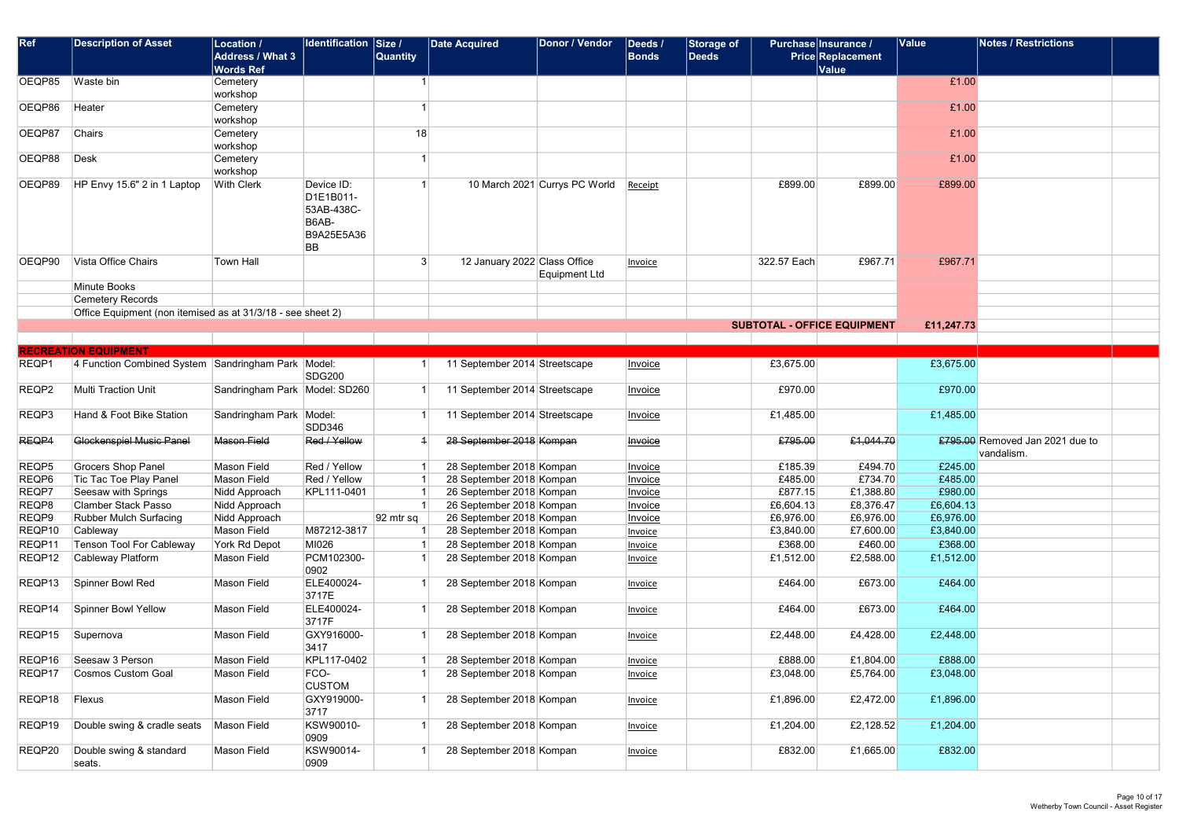| Ref | Description of Asset | Location / Address / What 3 Words Ref | Identification | Size / Quantity | Date Acquired | Donor / Vendor | Deeds / Bonds | Storage of Deeds | Purchase Price | Insurance / Replacement Value | Value | Notes / Restrictions | |
|---|---|---|---|---|---|---|---|---|---|---|---|---|---|
| OEQP85 | Waste bin | Cemetery workshop | | 1 | | | | | | | £1.00 | | |
| OEQP86 | Heater | Cemetery workshop | | 1 | | | | | | | £1.00 | | |
| OEQP87 | Chairs | Cemetery workshop | | 18 | | | | | | | £1.00 | | |
| OEQP88 | Desk | Cemetery workshop | | 1 | | | | | | | £1.00 | | |
| OEQP89 | HP Envy 15.6" 2 in 1 Laptop | With Clerk | Device ID: D1E1B011-53AB-438C-B6AB-B9A25E5A36BB | 1 | 10 March 2021 | Currys PC World | Receipt | | £899.00 | £899.00 | £899.00 | | |
| OEQP90 | Vista Office Chairs | Town Hall | | 3 | 12 January 2022 | Class Office Equipment Ltd | Invoice | | 322.57 Each | £967.71 | £967.71 | | |
| | Minute Books | | | | | | | | | | | | |
| | Cemetery Records | | | | | | | | | | | | |
| | Office Equipment (non itemised as at 31/3/18 - see sheet 2) | | | | | | | | | | | | |
| | | | | | | | | | SUBTOTAL - OFFICE EQUIPMENT | | £11,247.73 | | |
| | | | | | | | | | | | | | |
| **RECREATION EQUIPMENT** | | | | | | | | | | | | | |
| REQP1 | 4 Function Combined System | Sandringham Park | Model: SDG200 | 1 | 11 September 2014 | Streetscape | Invoice | | £3,675.00 | | £3,675.00 | | |
| REQP2 | Multi Traction Unit | Sandringham Park | Model: SD260 | 1 | 11 September 2014 | Streetscape | Invoice | | £970.00 | | £970.00 | | |
| REQP3 | Hand & Foot Bike Station | Sandringham Park | Model: SDD346 | 1 | 11 September 2014 | Streetscape | Invoice | | £1,485.00 | | £1,485.00 | | |
| ~~REQP4~~ | ~~Glockenspiel Music Panel~~ | ~~Mason Field~~ | ~~Red / Yellow~~ | ~~1~~ | ~~28 September 2018~~ | ~~Kompan~~ | ~~Invoice~~ | | ~~£795.00~~ | ~~£1,044.70~~ | ~~£795.00~~ | Removed Jan 2021 due to vandalism. | |
| REQP5 | Grocers Shop Panel | Mason Field | Red / Yellow | 1 | 28 September 2018 | Kompan | Invoice | | £185.39 | £494.70 | £245.00 | | |
| REQP6 | Tic Tac Toe Play Panel | Mason Field | Red / Yellow | 1 | 28 September 2018 | Kompan | Invoice | | £485.00 | £734.70 | £485.00 | | |
| REQP7 | Seesaw with Springs | Nidd Approach | KPL111-0401 | 1 | 26 September 2018 | Kompan | Invoice | | £877.15 | £1,388.80 | £980.00 | | |
| REQP8 | Clamber Stack Passo | Nidd Approach | | 1 | 26 September 2018 | Kompan | Invoice | | £6,604.13 | £8,376.47 | £6,604.13 | | |
| REQP9 | Rubber Mulch Surfacing | Nidd Approach | | 92 mtr sq | 26 September 2018 | Kompan | Invoice | | £6,976.00 | £6,976.00 | £6,976.00 | | |
| REQP10 | Cableway | Mason Field | M87212-3817 | 1 | 28 September 2018 | Kompan | Invoice | | £3,840.00 | £7,600.00 | £3,840.00 | | |
| REQP11 | Tenson Tool For Cableway | York Rd Depot | MI026 | 1 | 28 September 2018 | Kompan | Invoice | | £368.00 | £460.00 | £368.00 | | |
| REQP12 | Cableway Platform | Mason Field | PCM102300-0902 | 1 | 28 September 2018 | Kompan | Invoice | | £1,512.00 | £2,588.00 | £1,512.00 | | |
| REQP13 | Spinner Bowl Red | Mason Field | ELE400024-3717E | 1 | 28 September 2018 | Kompan | Invoice | | £464.00 | £673.00 | £464.00 | | |
| REQP14 | Spinner Bowl Yellow | Mason Field | ELE400024-3717F | 1 | 28 September 2018 | Kompan | Invoice | | £464.00 | £673.00 | £464.00 | | |
| REQP15 | Supernova | Mason Field | GXY916000-3417 | 1 | 28 September 2018 | Kompan | Invoice | | £2,448.00 | £4,428.00 | £2,448.00 | | |
| REQP16 | Seesaw 3 Person | Mason Field | KPL117-0402 | 1 | 28 September 2018 | Kompan | Invoice | | £888.00 | £1,804.00 | £888.00 | | |
| REQP17 | Cosmos Custom Goal | Mason Field | FCO-CUSTOM | 1 | 28 September 2018 | Kompan | Invoice | | £3,048.00 | £5,764.00 | £3,048.00 | | |
| REQP18 | Flexus | Mason Field | GXY919000-3717 | 1 | 28 September 2018 | Kompan | Invoice | | £1,896.00 | £2,472.00 | £1,896.00 | | |
| REQP19 | Double swing & cradle seats | Mason Field | KSW90010-0909 | 1 | 28 September 2018 | Kompan | Invoice | | £1,204.00 | £2,128.52 | £1,204.00 | | |
| REQP20 | Double swing & standard seats. | Mason Field | KSW90014-0909 | 1 | 28 September 2018 | Kompan | Invoice | | £832.00 | £1,665.00 | £832.00 | | |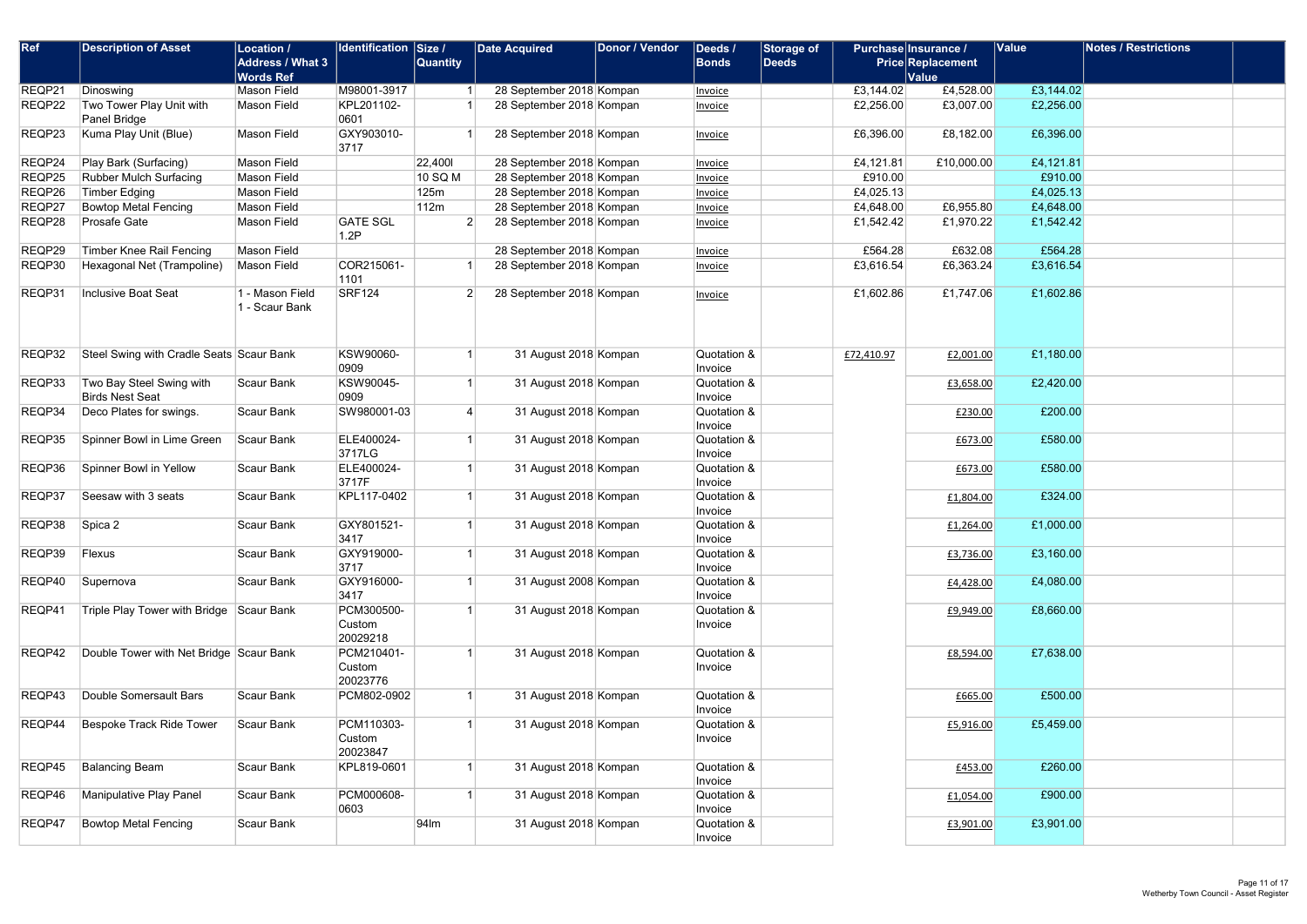| Ref | Description of Asset | Location / Address / What 3 Words Ref | Identification | Size / Quantity | Date Acquired | Donor / Vendor | Deeds / Bonds | Storage of Deeds | Purchase Price | Insurance / Replacement Value | Value | Notes / Restrictions | |
|---|---|---|---|---|---|---|---|---|---|---|---|---|---|
| REQP21 | Dinoswing | Mason Field | M98001-3917 | 1 | 28 September 2018 | Kompan | Invoice | | £3,144.02 | £4,528.00 | £3,144.02 | | |
| REQP22 | Two Tower Play Unit with Panel Bridge | Mason Field | KPL201102-0601 | 1 | 28 September 2018 | Kompan | Invoice | | £2,256.00 | £3,007.00 | £2,256.00 | | |
| REQP23 | Kuma Play Unit (Blue) | Mason Field | GXY903010-3717 | 1 | 28 September 2018 | Kompan | Invoice | | £6,396.00 | £8,182.00 | £6,396.00 | | |
| REQP24 | Play Bark (Surfacing) | Mason Field | | 22,400l | 28 September 2018 | Kompan | Invoice | | £4,121.81 | £10,000.00 | £4,121.81 | | |
| REQP25 | Rubber Mulch Surfacing | Mason Field | | 10 SQ M | 28 September 2018 | Kompan | Invoice | | £910.00 | | £910.00 | | |
| REQP26 | Timber Edging | Mason Field | | 125m | 28 September 2018 | Kompan | Invoice | | £4,025.13 | | £4,025.13 | | |
| REQP27 | Bowtop Metal Fencing | Mason Field | | 112m | 28 September 2018 | Kompan | Invoice | | £4,648.00 | £6,955.80 | £4,648.00 | | |
| REQP28 | Prosafe Gate | Mason Field | GATE SGL 1.2P | 2 | 28 September 2018 | Kompan | Invoice | | £1,542.42 | £1,970.22 | £1,542.42 | | |
| REQP29 | Timber Knee Rail Fencing | Mason Field | | | 28 September 2018 | Kompan | Invoice | | £564.28 | £632.08 | £564.28 | | |
| REQP30 | Hexagonal Net (Trampoline) | Mason Field | COR215061-1101 | 1 | 28 September 2018 | Kompan | Invoice | | £3,616.54 | £6,363.24 | £3,616.54 | | |
| REQP31 | Inclusive Boat Seat | 1 - Mason Field 1 - Scaur Bank | SRF124 | 2 | 28 September 2018 | Kompan | Invoice | | £1,602.86 | £1,747.06 | £1,602.86 | | |
| REQP32 | Steel Swing with Cradle Seats | Scaur Bank | KSW90060-0909 | 1 | 31 August 2018 | Kompan | Quotation & Invoice | | £72,410.97 | £2,001.00 | £1,180.00 | | |
| REQP33 | Two Bay Steel Swing with Birds Nest Seat | Scaur Bank | KSW90045-0909 | 1 | 31 August 2018 | Kompan | Quotation & Invoice | | | £3,658.00 | £2,420.00 | | |
| REQP34 | Deco Plates for swings. | Scaur Bank | SW980001-03 | 4 | 31 August 2018 | Kompan | Quotation & Invoice | | | £230.00 | £200.00 | | |
| REQP35 | Spinner Bowl in Lime Green | Scaur Bank | ELE400024-3717LG | 1 | 31 August 2018 | Kompan | Quotation & Invoice | | | £673.00 | £580.00 | | |
| REQP36 | Spinner Bowl in Yellow | Scaur Bank | ELE400024-3717F | 1 | 31 August 2018 | Kompan | Quotation & Invoice | | | £673.00 | £580.00 | | |
| REQP37 | Seesaw with 3 seats | Scaur Bank | KPL117-0402 | 1 | 31 August 2018 | Kompan | Quotation & Invoice | | | £1,804.00 | £324.00 | | |
| REQP38 | Spica 2 | Scaur Bank | GXY801521-3417 | 1 | 31 August 2018 | Kompan | Quotation & Invoice | | | £1,264.00 | £1,000.00 | | |
| REQP39 | Flexus | Scaur Bank | GXY919000-3717 | 1 | 31 August 2018 | Kompan | Quotation & Invoice | | | £3,736.00 | £3,160.00 | | |
| REQP40 | Supernova | Scaur Bank | GXY916000-3417 | 1 | 31 August 2008 | Kompan | Quotation & Invoice | | | £4,428.00 | £4,080.00 | | |
| REQP41 | Triple Play Tower with Bridge | Scaur Bank | PCM300500-Custom 20029218 | 1 | 31 August 2018 | Kompan | Quotation & Invoice | | | £9,949.00 | £8,660.00 | | |
| REQP42 | Double Tower with Net Bridge | Scaur Bank | PCM210401-Custom 20023776 | 1 | 31 August 2018 | Kompan | Quotation & Invoice | | | £8,594.00 | £7,638.00 | | |
| REQP43 | Double Somersault Bars | Scaur Bank | PCM802-0902 | 1 | 31 August 2018 | Kompan | Quotation & Invoice | | | £665.00 | £500.00 | | |
| REQP44 | Bespoke Track Ride Tower | Scaur Bank | PCM110303-Custom 20023847 | 1 | 31 August 2018 | Kompan | Quotation & Invoice | | | £5,916.00 | £5,459.00 | | |
| REQP45 | Balancing Beam | Scaur Bank | KPL819-0601 | 1 | 31 August 2018 | Kompan | Quotation & Invoice | | | £453.00 | £260.00 | | |
| REQP46 | Manipulative Play Panel | Scaur Bank | PCM000608-0603 | 1 | 31 August 2018 | Kompan | Quotation & Invoice | | | £1,054.00 | £900.00 | | |
| REQP47 | Bowtop Metal Fencing | Scaur Bank | | 94lm | 31 August 2018 | Kompan | Quotation & Invoice | | | £3,901.00 | £3,901.00 | | |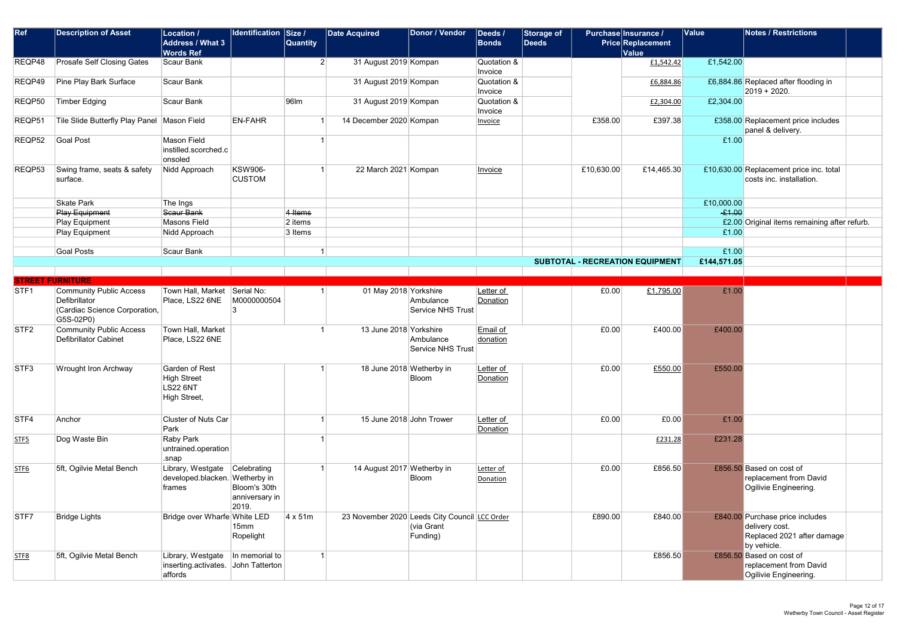| Ref | Description of Asset | Location / Address / What 3 Words Ref | Identification | Size / Quantity | Date Acquired | Donor / Vendor | Deeds / Bonds | Storage of Deeds | Purchase Price | Insurance / Replacement Value | Value | Notes / Restrictions |
|---|---|---|---|---|---|---|---|---|---|---|---|---|
| REQP48 | Prosafe Self Closing Gates | Scaur Bank | | 2 | 31 August 2019 | Kompan | Quotation & Invoice | | | £1,542.42 | £1,542.00 | |
| REQP49 | Pine Play Bark Surface | Scaur Bank | | | 31 August 2019 | Kompan | Quotation & Invoice | | | £6,884.86 | £6,884.86 | Replaced after flooding in 2019 + 2020. |
| REQP50 | Timber Edging | Scaur Bank | | 96lm | 31 August 2019 | Kompan | Quotation & Invoice | | | £2,304.00 | £2,304.00 | |
| REQP51 | Tile Slide Butterfly Play Panel | Mason Field | EN-FAHR | 1 | 14 December 2020 | Kompan | Invoice | | £358.00 | £397.38 | £358.00 | Replacement price includes panel & delivery. |
| REQP52 | Goal Post | Mason Field instilled.scorched.consoled | | 1 | | | | | | | £1.00 | |
| REQP53 | Swing frame, seats & safety surface. | Nidd Approach | KSW906-CUSTOM | 1 | 22 March 2021 | Kompan | Invoice | | £10,630.00 | £14,465.30 | £10,630.00 | Replacement price inc. total costs inc. installation. |
| | Skate Park | The Ings | | | | | | | | | £10,000.00 | |
| | ~~Play Equipment~~ | ~~Scaur Bank~~ | | ~~4 Items~~ | | | | | | | ~~£1.00~~ | |
| | Play Equipment | Masons Field | | 2 items | | | | | | | £2.00 | Original items remaining after refurb. |
| | Play Equipment | Nidd Approach | | 3 Items | | | | | | | £1.00 | |
| | | | | | | | | | | | | |
| | Goal Posts | Scaur Bank | | 1 | | | | | | | £1.00 | |
| | | | | | | | | | **SUBTOTAL - RECREATION EQUIPMENT** | | **£144,571.05** | |
| | | | | | | | | | | | | |
| **STREET FURNITURE** | | | | | | | | | | | | |
| STF1 | Community Public Access Defibrillator (Cardiac Science Corporation, G5S-02P0) | Town Hall, Market Place, LS22 6NE | Serial No: M00000005043 | 1 | 01 May 2018 | Yorkshire Ambulance Service NHS Trust | Letter of Donation | | £0.00 | £1,795.00 | £1.00 | |
| STF2 | Community Public Access Defibrillator Cabinet | Town Hall, Market Place, LS22 6NE | | 1 | 13 June 2018 | Yorkshire Ambulance Service NHS Trust | Email of donation | | £0.00 | £400.00 | £400.00 | |
| STF3 | Wrought Iron Archway | Garden of Rest High Street LS22 6NT High Street, | | 1 | 18 June 2018 | Wetherby in Bloom | Letter of Donation | | £0.00 | £550.00 | £550.00 | |
| STF4 | Anchor | Cluster of Nuts Car Park | | 1 | 15 June 2018 | John Trower | Letter of Donation | | £0.00 | £0.00 | £1.00 | |
| STF5 | Dog Waste Bin | Raby Park untrained.operation.snap | | 1 | | | | | | £231.28 | £231.28 | |
| STF6 | 5ft, Ogilvie Metal Bench | Library, Westgate developed.blacken.frames | Celebrating Wetherby in Bloom's 30th anniversary in 2019. | 1 | 14 August 2017 | Wetherby in Bloom | Letter of Donation | | £0.00 | £856.50 | £856.50 | Based on cost of replacement from David Ogilvie Engineering. |
| STF7 | Bridge Lights | Bridge over Wharfe | White LED 15mm Ropelight | 4 x 51m | 23 November 2020 | Leeds City Council (via Grant Funding) | LCC Order | | £890.00 | £840.00 | £840.00 | Purchase price includes delivery cost. Replaced 2021 after damage by vehicle. |
| STF8 | 5ft, Ogilvie Metal Bench | Library, Westgate inserting.activates.affords | In memorial to John Tatterton | 1 | | | | | | £856.50 | £856.50 | Based on cost of replacement from David Ogilvie Engineering. |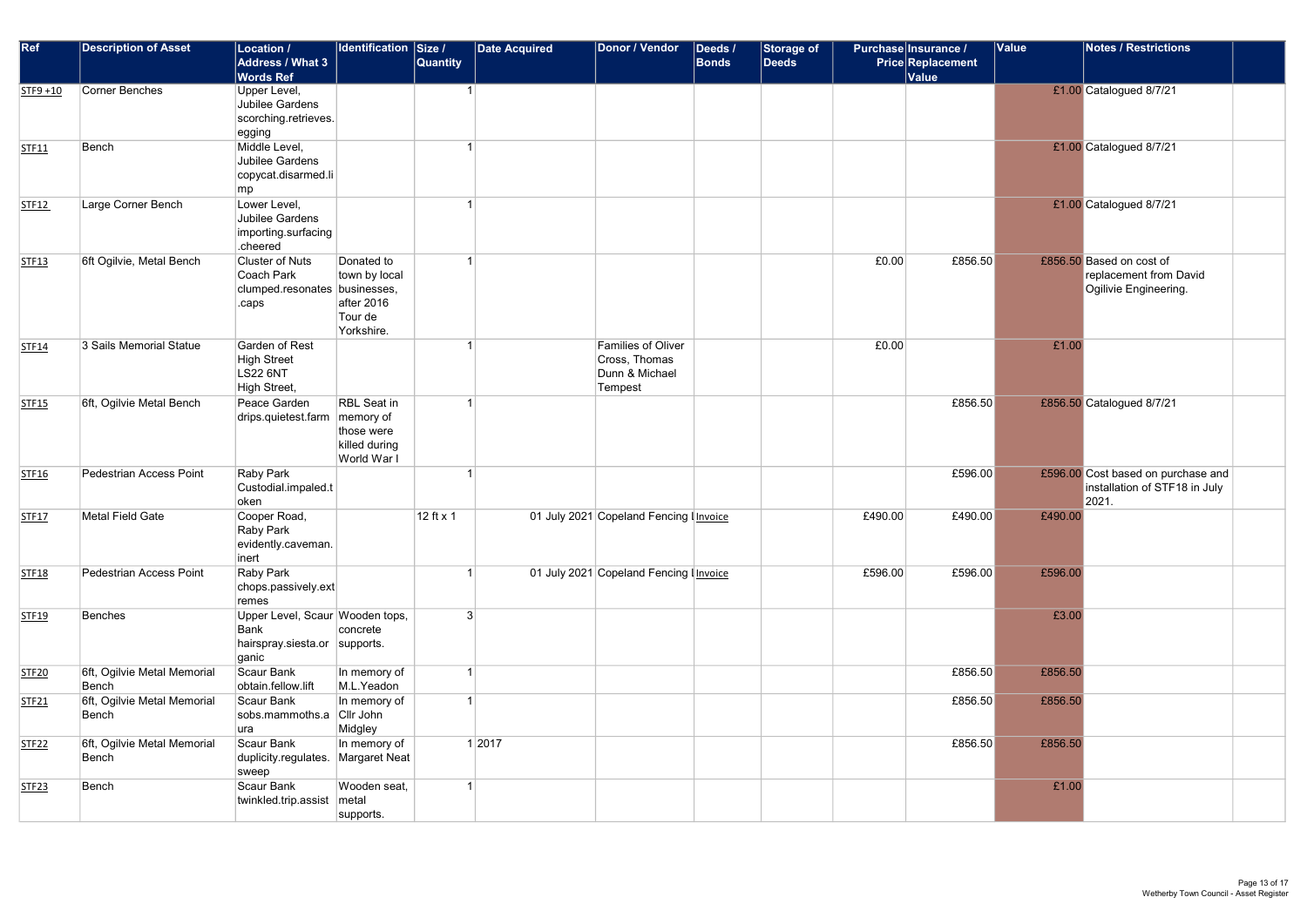| Ref | Description of Asset | Location / Address / What 3 Words Ref | Identification | Size / Quantity | Date Acquired | Donor / Vendor | Deeds / Bonds | Storage of Deeds | Purchase Price | Insurance / Replacement Value | Value | Notes / Restrictions | |
|---|---|---|---|---|---|---|---|---|---|---|---|---|---|
| STF9 +10 | Corner Benches | Upper Level, Jubilee Gardens scorching.retrieves.egging | | 1 | | | | | | | £1.00 | Catalogued 8/7/21 | |
| STF11 | Bench | Middle Level, Jubilee Gardens copycat.disarmed.limp | | 1 | | | | | | | £1.00 | Catalogued 8/7/21 | |
| STF12 | Large Corner Bench | Lower Level, Jubilee Gardens importing.surfacing.cheered | | 1 | | | | | | | £1.00 | Catalogued 8/7/21 | |
| STF13 | 6ft Ogilvie, Metal Bench | Cluster of Nuts Coach Park clumped.resonates.caps | Donated to town by local businesses, after 2016 Tour de Yorkshire. | 1 | | | | | £0.00 | £856.50 | £856.50 | Based on cost of replacement from David Ogilivie Engineering. | |
| STF14 | 3 Sails Memorial Statue | Garden of Rest High Street LS22 6NT High Street, | | 1 | | Families of Oliver Cross, Thomas Dunn & Michael Tempest | | | £0.00 | | £1.00 | | |
| STF15 | 6ft, Ogilvie Metal Bench | Peace Garden drips.quietest.farm | RBL Seat in memory of those were killed during World War I | 1 | | | | | | £856.50 | £856.50 | Catalogued 8/7/21 | |
| STF16 | Pedestrian Access Point | Raby Park Custodial.impaled.token | | 1 | | | | | | £596.00 | £596.00 | Cost based on purchase and installation of STF18 in July 2021. | |
| STF17 | Metal Field Gate | Cooper Road, Raby Park evidently.caveman.inert | | 12 ft x 1 | 01 July 2021 | Copeland Fencing l | Invoice | | £490.00 | £490.00 | £490.00 | | |
| STF18 | Pedestrian Access Point | Raby Park chops.passively.extremes | | 1 | 01 July 2021 | Copeland Fencing l | Invoice | | £596.00 | £596.00 | £596.00 | | |
| STF19 | Benches | Upper Level, Scaur Bank hairspray.siesta.organic | Wooden tops, concrete supports. | 3 | | | | | | | £3.00 | | |
| STF20 | 6ft, Ogilvie Metal Memorial Bench | Scaur Bank obtain.fellow.lift | In memory of M.L.Yeadon | 1 | | | | | | £856.50 | £856.50 | | |
| STF21 | 6ft, Ogilvie Metal Memorial Bench | Scaur Bank sobs.mammoths.aura | In memory of Cllr John Midgley | 1 | | | | | | £856.50 | £856.50 | | |
| STF22 | 6ft, Ogilvie Metal Memorial Bench | Scaur Bank duplicity.regulates.sweep | In memory of Margaret Neat | 1 | 2017 | | | | | £856.50 | £856.50 | | |
| STF23 | Bench | Scaur Bank twinkled.trip.assist | Wooden seat, metal supports. | 1 | | | | | | | £1.00 | | |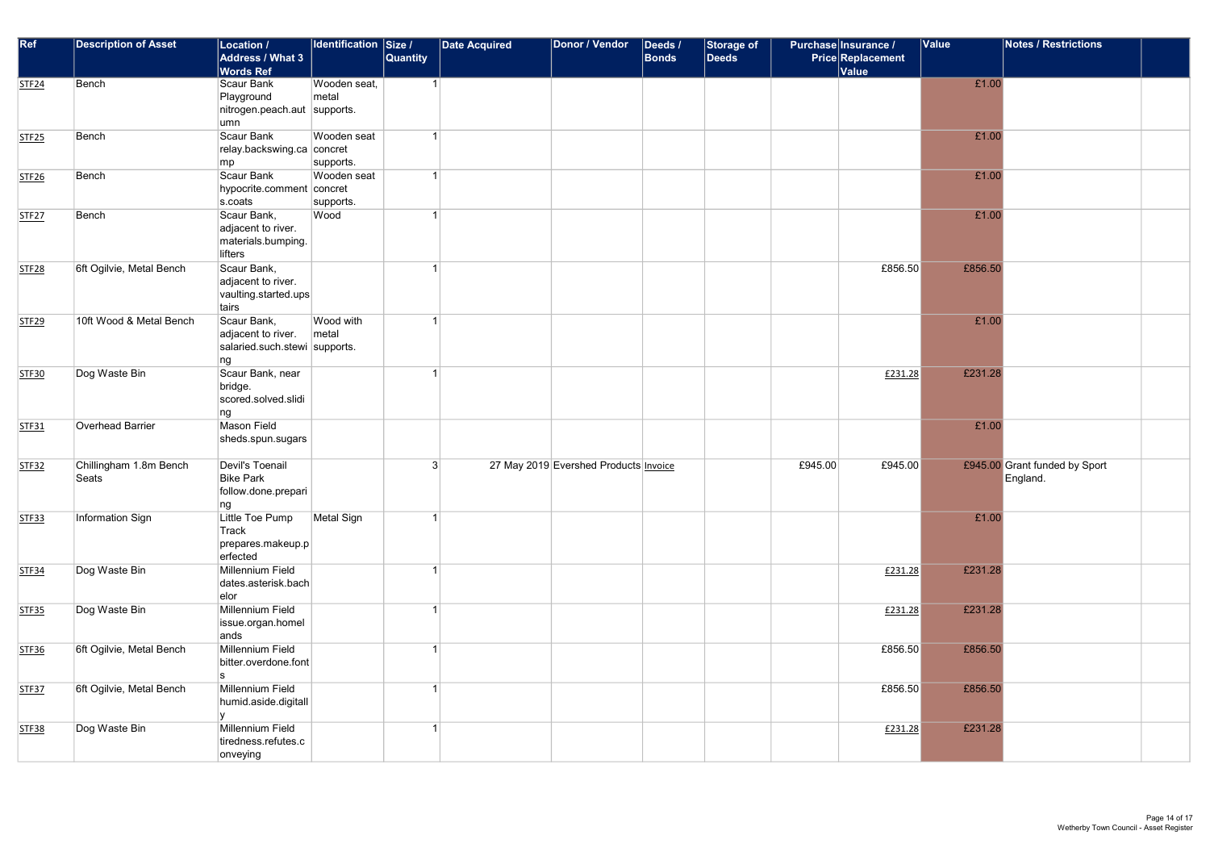| Ref | Description of Asset | Location / Address / What 3 Words Ref | Identification | Size / Quantity | Date Acquired | Donor / Vendor | Deeds / Bonds | Storage of Deeds | Purchase Price | Insurance / Replacement Value | Value | Notes / Restrictions | |
|---|---|---|---|---|---|---|---|---|---|---|---|---|---|
| STF24 | Bench | Scaur Bank Playground nitrogen.peach.autumn | Wooden seat, metal supports. | 1 | | | | | | | £1.00 | | |
| STF25 | Bench | Scaur Bank relay.backswing.camp | Wooden seat concret supports. | 1 | | | | | | | £1.00 | | |
| STF26 | Bench | Scaur Bank hypocrite.comments.coats | Wooden seat concret supports. | 1 | | | | | | | £1.00 | | |
| STF27 | Bench | Scaur Bank, adjacent to river. materials.bumping.lifters | Wood | 1 | | | | | | | £1.00 | | |
| STF28 | 6ft Ogilvie, Metal Bench | Scaur Bank, adjacent to river. vaulting.started.upstairs | | 1 | | | | | | £856.50 | £856.50 | | |
| STF29 | 10ft Wood & Metal Bench | Scaur Bank, adjacent to river. salaried.such.stewing | Wood with metal supports. | 1 | | | | | | | £1.00 | | |
| STF30 | Dog Waste Bin | Scaur Bank, near bridge. scored.solved.sliding | | 1 | | | | | | £231.28 | £231.28 | | |
| STF31 | Overhead Barrier | Mason Field sheds.spun.sugars | | | | | | | | | £1.00 | | |
| STF32 | Chillingham 1.8m Bench Seats | Devil's Toenail Bike Park follow.done.preparing | | 3 | 27 May 2019 | Evershed Products | Invoice | | £945.00 | £945.00 | £945.00 | Grant funded by Sport England. | |
| STF33 | Information Sign | Little Toe Pump Track prepares.makeup.perfected | Metal Sign | 1 | | | | | | | £1.00 | | |
| STF34 | Dog Waste Bin | Millennium Field dates.asterisk.bachelor | | 1 | | | | | | £231.28 | £231.28 | | |
| STF35 | Dog Waste Bin | Millennium Field issue.organ.homelands | | 1 | | | | | | £231.28 | £231.28 | | |
| STF36 | 6ft Ogilvie, Metal Bench | Millennium Field bitter.overdone.fonts | | 1 | | | | | | £856.50 | £856.50 | | |
| STF37 | 6ft Ogilvie, Metal Bench | Millennium Field humid.aside.digitally | | 1 | | | | | | £856.50 | £856.50 | | |
| STF38 | Dog Waste Bin | Millennium Field tiredness.refutes.conveying | | 1 | | | | | | £231.28 | £231.28 | | |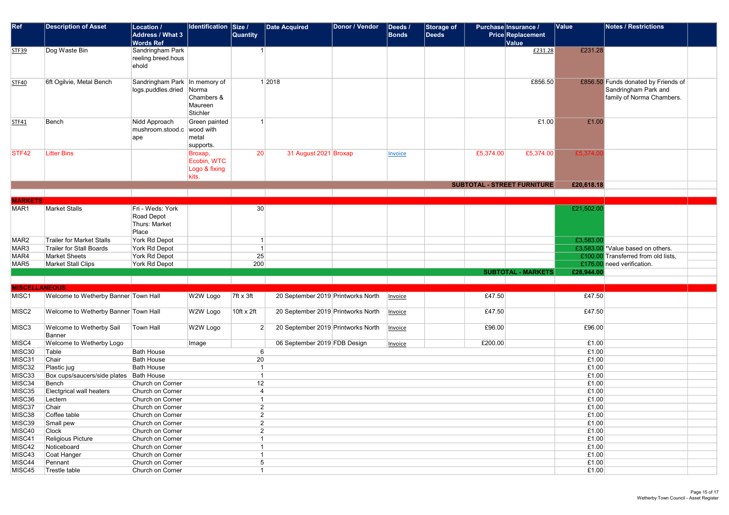| Ref | Description of Asset | Location / Address / What 3 Words Ref | Identification | Size / Quantity | Date Acquired | Donor / Vendor | Deeds / Bonds | Storage of Deeds | Purchase Price | Insurance / Replacement Value | Value | Notes / Restrictions | |
|---|---|---|---|---|---|---|---|---|---|---|---|---|---|
| STF39 | Dog Waste Bin | Sandringham Park reeling.breed.household | | 1 | | | | | | £231.28 | £231.28 | | |
| STF40 | 6ft Ogilvie, Metal Bench | Sandringham Park logs.puddles.dried | In memory of Norma Chambers & Maureen Stichler | 1 | 2018 | | | | | £856.50 | £856.50 | Funds donated by Friends of Sandringham Park and family of Norma Chambers. | |
| STF41 | Bench | Nidd Approach mushroom.stood.cape | Green painted wood with metal supports. | 1 | | | | | | £1.00 | £1.00 | | |
| STF42 | Litter Bins | | Broxap, Ecobin, WTC Logo & fixing kits. | 20 | 31 August 2021 | Broxap | Invoice | | £5,374.00 | £5,374.00 | £5,374.00 | | |
| | | | | | | | | | | SUBTOTAL - STREET FURNITURE | £20,618.18 | | |
| | | | | | | | | | | | | | |
| **MARKETS** | | | | | | | | | | | | | |
| MAR1 | Market Stalls | Fri - Weds: York Road Depot Thurs: Market Place | | 30 | | | | | | | £21,502.00 | | |
| MAR2 | Trailer for Market Stalls | York Rd Depot | | 1 | | | | | | | £3,583.00 | | |
| MAR3 | Trailer for Stall Boards | York Rd Depot | | 1 | | | | | | | £3,583.00 | *Value based on others. | |
| MAR4 | Market Sheets | York Rd Depot | | 25 | | | | | | | £100.00 | Transferred from old lists, | |
| MAR5 | Market Stall Clips | York Rd Depot | | 200 | | | | | | | £176.00 | need verification. | |
| | | | | | | | | | | SUBTOTAL - MARKETS | £28,944.00 | | |
| | | | | | | | | | | | | | |
| **MISCELLANEOUS** | | | | | | | | | | | | | |
| MISC1 | Welcome to Wetherby Banner | Town Hall | W2W Logo | 7ft x 3ft | 20 September 2019 | Printworks North | Invoice | | £47.50 | | £47.50 | | |
| MISC2 | Welcome to Wetherby Banner | Town Hall | W2W Logo | 10ft x 2ft | 20 September 2019 | Printworks North | Invoice | | £47.50 | | £47.50 | | |
| MISC3 | Welcome to Wetherby Sail Banner | Town Hall | W2W Logo | 2 | 20 September 2019 | Printworks North | Invoice | | £96.00 | | £96.00 | | |
| MISC4 | Welcome to Wetherby Logo | | Image | | 06 September 2019 | FDB Design | Invoice | | £200.00 | | £1.00 | | |
| MISC30 | Table | Bath House | | 6 | | | | | | | £1.00 | | |
| MISC31 | Chair | Bath House | | 20 | | | | | | | £1.00 | | |
| MISC32 | Plastic jug | Bath House | | 1 | | | | | | | £1.00 | | |
| MISC33 | Box cups/saucers/side plates | Bath House | | 1 | | | | | | | £1.00 | | |
| MISC34 | Bench | Church on Corner | | 12 | | | | | | | £1.00 | | |
| MISC35 | Electgrical wall heaters | Church on Corner | | 4 | | | | | | | £1.00 | | |
| MISC36 | Lectern | Church on Corner | | 1 | | | | | | | £1.00 | | |
| MISC37 | Chair | Church on Corner | | 2 | | | | | | | £1.00 | | |
| MISC38 | Coffee table | Church on Corner | | 2 | | | | | | | £1.00 | | |
| MISC39 | Small pew | Church on Corner | | 2 | | | | | | | £1.00 | | |
| MISC40 | Clock | Church on Corner | | 2 | | | | | | | £1.00 | | |
| MISC41 | Religious Picture | Church on Corner | | 1 | | | | | | | £1.00 | | |
| MISC42 | Noticeboard | Church on Corner | | 1 | | | | | | | £1.00 | | |
| MISC43 | Coat Hanger | Church on Corner | | 1 | | | | | | | £1.00 | | |
| MISC44 | Pennant | Church on Corner | | 5 | | | | | | | £1.00 | | |
| MISC45 | Trestle table | Church on Corner | | 1 | | | | | | | £1.00 | | |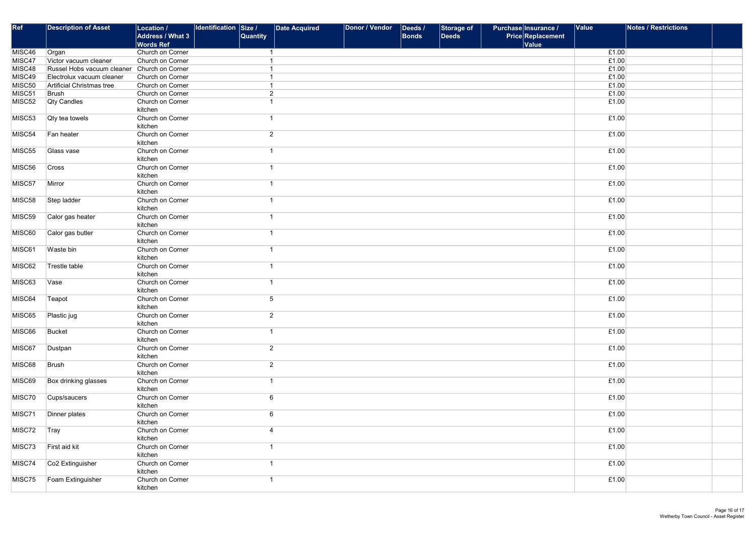| Ref | Description of Asset | Location / Address / What 3 Words Ref | Identification | Size / Quantity | Date Acquired | Donor / Vendor | Deeds / Bonds | Storage of Deeds | Purchase Price | Insurance / Replacement Value | Value | Notes / Restrictions | |
|---|---|---|---|---|---|---|---|---|---|---|---|---|---|
| MISC46 | Organ | Church on Corner | | 1 | | | | | | | £1.00 | | |
| MISC47 | Victor vacuum cleaner | Church on Corner | | 1 | | | | | | | £1.00 | | |
| MISC48 | Russel Hobs vacuum cleaner | Church on Corner | | 1 | | | | | | | £1.00 | | |
| MISC49 | Electrolux vacuum cleaner | Church on Corner | | 1 | | | | | | | £1.00 | | |
| MISC50 | Artificial Christmas tree | Church on Corner | | 1 | | | | | | | £1.00 | | |
| MISC51 | Brush | Church on Corner | | 2 | | | | | | | £1.00 | | |
| MISC52 | Qty Candles | Church on Corner kitchen | | 1 | | | | | | | £1.00 | | |
| MISC53 | Qty tea towels | Church on Corner kitchen | | 1 | | | | | | | £1.00 | | |
| MISC54 | Fan heater | Church on Corner kitchen | | 2 | | | | | | | £1.00 | | |
| MISC55 | Glass vase | Church on Corner kitchen | | 1 | | | | | | | £1.00 | | |
| MISC56 | Cross | Church on Corner kitchen | | 1 | | | | | | | £1.00 | | |
| MISC57 | Mirror | Church on Corner kitchen | | 1 | | | | | | | £1.00 | | |
| MISC58 | Step ladder | Church on Corner kitchen | | 1 | | | | | | | £1.00 | | |
| MISC59 | Calor gas heater | Church on Corner kitchen | | 1 | | | | | | | £1.00 | | |
| MISC60 | Calor gas butler | Church on Corner kitchen | | 1 | | | | | | | £1.00 | | |
| MISC61 | Waste bin | Church on Corner kitchen | | 1 | | | | | | | £1.00 | | |
| MISC62 | Trestle table | Church on Corner kitchen | | 1 | | | | | | | £1.00 | | |
| MISC63 | Vase | Church on Corner kitchen | | 1 | | | | | | | £1.00 | | |
| MISC64 | Teapot | Church on Corner kitchen | | 5 | | | | | | | £1.00 | | |
| MISC65 | Plastic jug | Church on Corner kitchen | | 2 | | | | | | | £1.00 | | |
| MISC66 | Bucket | Church on Corner kitchen | | 1 | | | | | | | £1.00 | | |
| MISC67 | Dustpan | Church on Corner kitchen | | 2 | | | | | | | £1.00 | | |
| MISC68 | Brush | Church on Corner kitchen | | 2 | | | | | | | £1.00 | | |
| MISC69 | Box drinking glasses | Church on Corner kitchen | | 1 | | | | | | | £1.00 | | |
| MISC70 | Cups/saucers | Church on Corner kitchen | | 6 | | | | | | | £1.00 | | |
| MISC71 | Dinner plates | Church on Corner kitchen | | 6 | | | | | | | £1.00 | | |
| MISC72 | Tray | Church on Corner kitchen | | 4 | | | | | | | £1.00 | | |
| MISC73 | First aid kit | Church on Corner kitchen | | 1 | | | | | | | £1.00 | | |
| MISC74 | Co2 Extinguisher | Church on Corner kitchen | | 1 | | | | | | | £1.00 | | |
| MISC75 | Foam Extinguisher | Church on Corner kitchen | | 1 | | | | | | | £1.00 | | |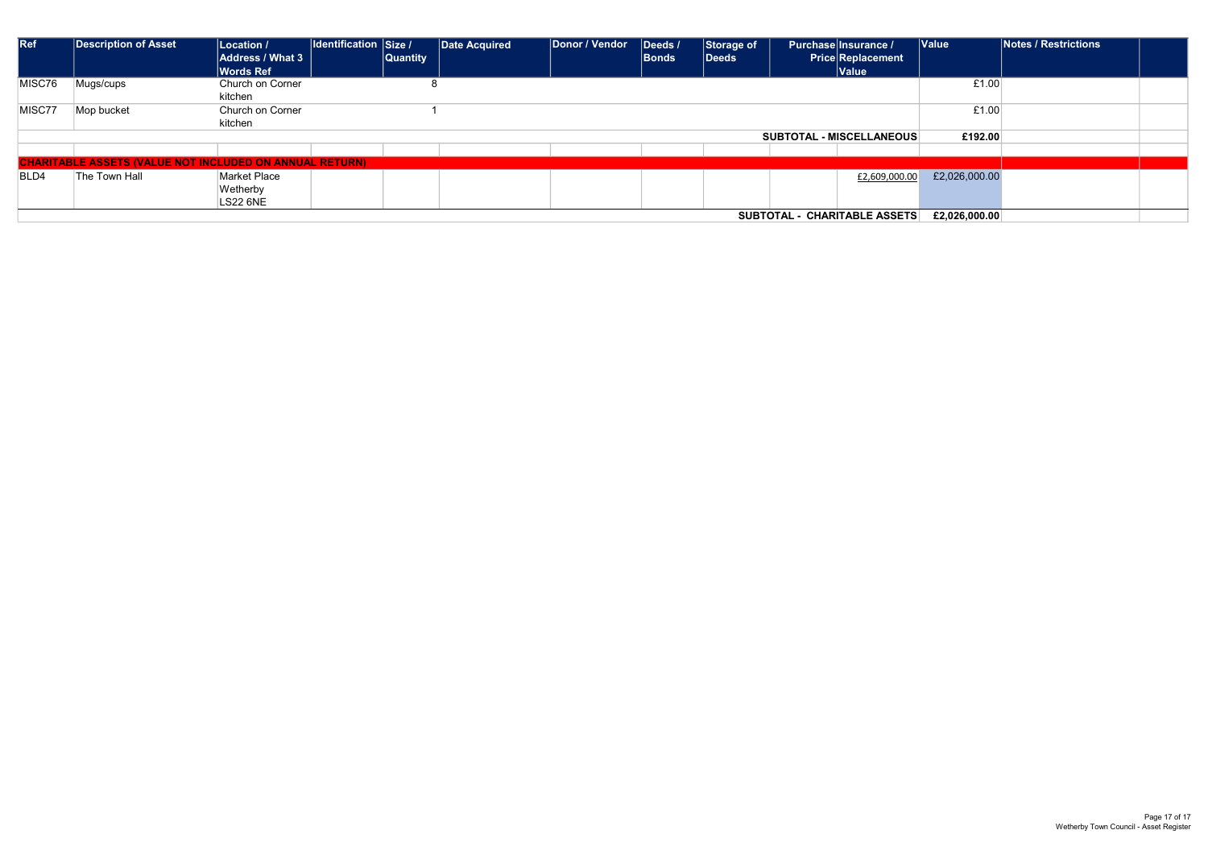| Ref | Description of Asset | Location / Address / What 3 Words Ref | Identification | Size / Quantity | Date Acquired | Donor / Vendor | Deeds / Bonds | Storage of Deeds | Purchase Price | Insurance / Replacement Value | Value | Notes / Restrictions | |
|---|---|---|---|---|---|---|---|---|---|---|---|---|---|
| MISC76 | Mugs/cups | Church on Corner kitchen | | 8 | | | | | | | £1.00 | | |
| MISC77 | Mop bucket | Church on Corner kitchen | | 1 | | | | | | | £1.00 | | |
| | | | | | | | | | SUBTOTAL - MISCELLANEOUS | | £192.00 | | |
| | | | | | | | | | | | | | |
| CHARITABLE ASSETS (VALUE NOT INCLUDED ON ANNUAL RETURN) | | | | | | | | | | | | | |
| BLD4 | The Town Hall | Market Place Wetherby LS22 6NE | | | | | | | | £2,609,000.00 | £2,026,000.00 | | |
| | | | | | | | | | SUBTOTAL - CHARITABLE ASSETS | | £2,026,000.00 | | |